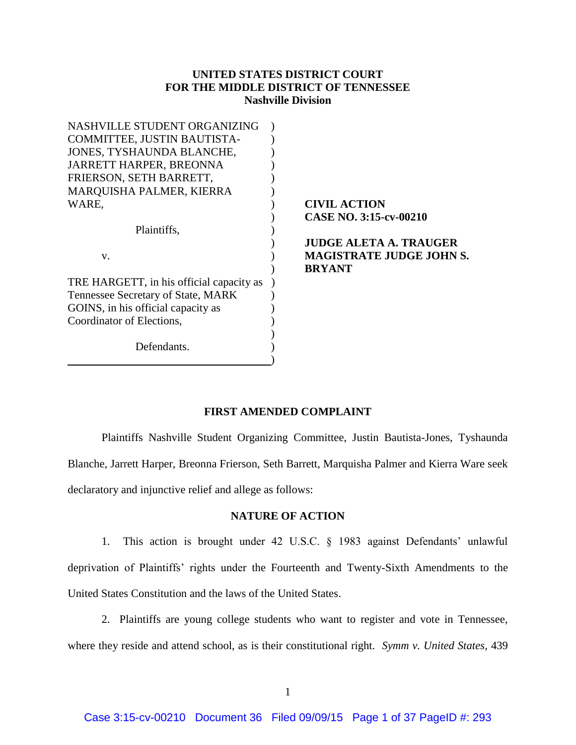**UNITED STATES DISTRICT COURT**
**FOR THE MIDDLE DISTRICT OF TENNESSEE**
**Nashville Division**

| | |
|---|---|
| NASHVILLE STUDENT ORGANIZING COMMITTEE, JUSTIN BAUTISTA-JONES, TYSHAUNDA BLANCHE, JARRETT HARPER, BREONNA FRIERSON, SETH BARRETT, MARQUISHA PALMER, KIERRA WARE,<br><br>Plaintiffs,<br><br>v.<br><br>TRE HARGETT, in his official capacity as Tennessee Secretary of State, MARK GOINS, in his official capacity as Coordinator of Elections,<br><br>Defendants. | **CIVIL ACTION**<br>**CASE NO. 3:15-cv-00210**<br><br>**JUDGE ALETA A. TRAUGER**<br>**MAGISTRATE JUDGE JOHN S. BRYANT** |

## FIRST AMENDED COMPLAINT

Plaintiffs Nashville Student Organizing Committee, Justin Bautista-Jones, Tyshaunda Blanche, Jarrett Harper, Breonna Frierson, Seth Barrett, Marquisha Palmer and Kierra Ware seek declaratory and injunctive relief and allege as follows:

## NATURE OF ACTION

1. This action is brought under 42 U.S.C. § 1983 against Defendants' unlawful deprivation of Plaintiffs' rights under the Fourteenth and Twenty-Sixth Amendments to the United States Constitution and the laws of the United States.

2. Plaintiffs are young college students who want to register and vote in Tennessee, where they reside and attend school, as is their constitutional right. *Symm v. United States*, 439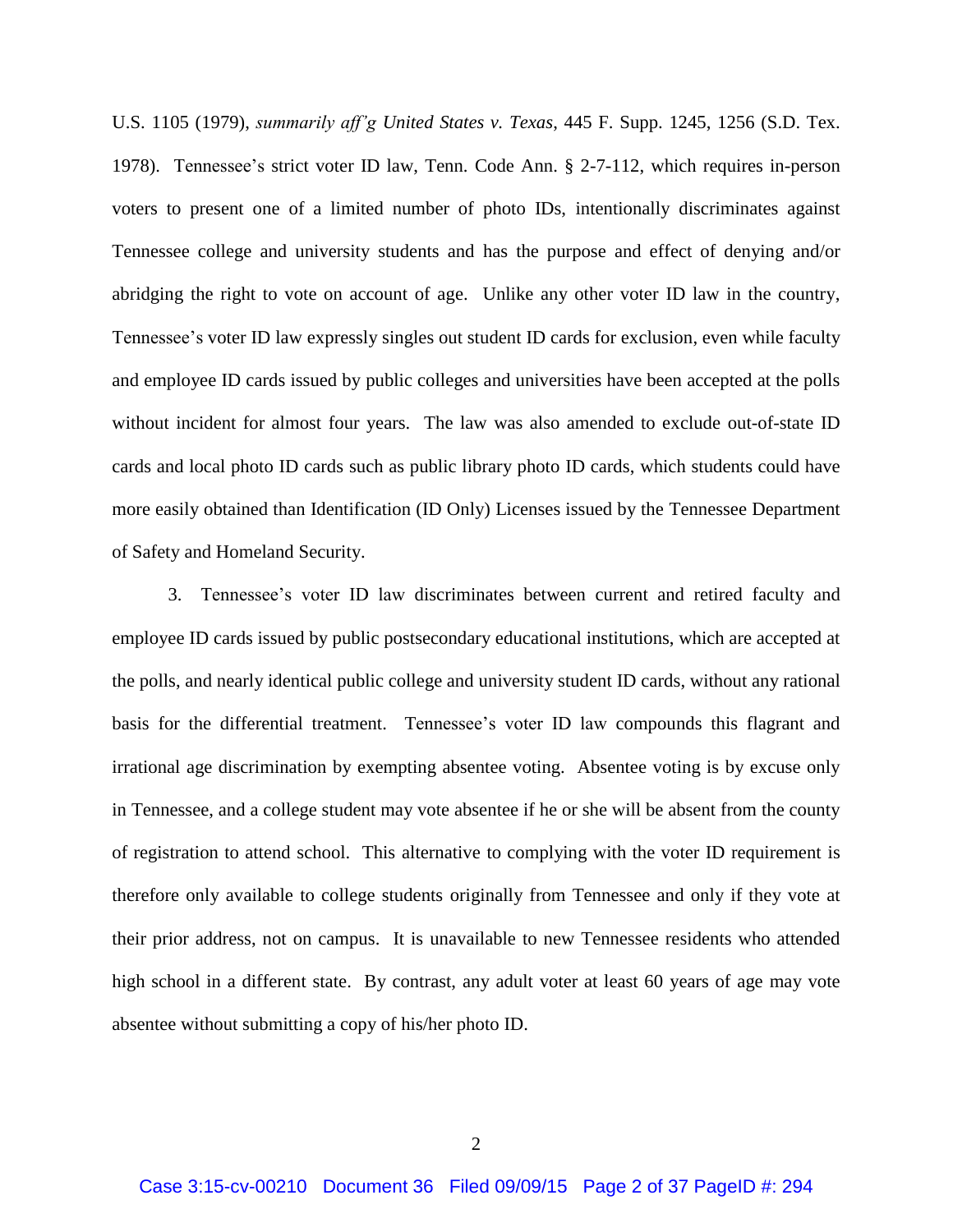U.S. 1105 (1979), *summarily aff'g United States v. Texas*, 445 F. Supp. 1245, 1256 (S.D. Tex. 1978). Tennessee's strict voter ID law, Tenn. Code Ann. § 2-7-112, which requires in-person voters to present one of a limited number of photo IDs, intentionally discriminates against Tennessee college and university students and has the purpose and effect of denying and/or abridging the right to vote on account of age. Unlike any other voter ID law in the country, Tennessee's voter ID law expressly singles out student ID cards for exclusion, even while faculty and employee ID cards issued by public colleges and universities have been accepted at the polls without incident for almost four years. The law was also amended to exclude out-of-state ID cards and local photo ID cards such as public library photo ID cards, which students could have more easily obtained than Identification (ID Only) Licenses issued by the Tennessee Department of Safety and Homeland Security.

3. Tennessee's voter ID law discriminates between current and retired faculty and employee ID cards issued by public postsecondary educational institutions, which are accepted at the polls, and nearly identical public college and university student ID cards, without any rational basis for the differential treatment. Tennessee's voter ID law compounds this flagrant and irrational age discrimination by exempting absentee voting. Absentee voting is by excuse only in Tennessee, and a college student may vote absentee if he or she will be absent from the county of registration to attend school. This alternative to complying with the voter ID requirement is therefore only available to college students originally from Tennessee and only if they vote at their prior address, not on campus. It is unavailable to new Tennessee residents who attended high school in a different state. By contrast, any adult voter at least 60 years of age may vote absentee without submitting a copy of his/her photo ID.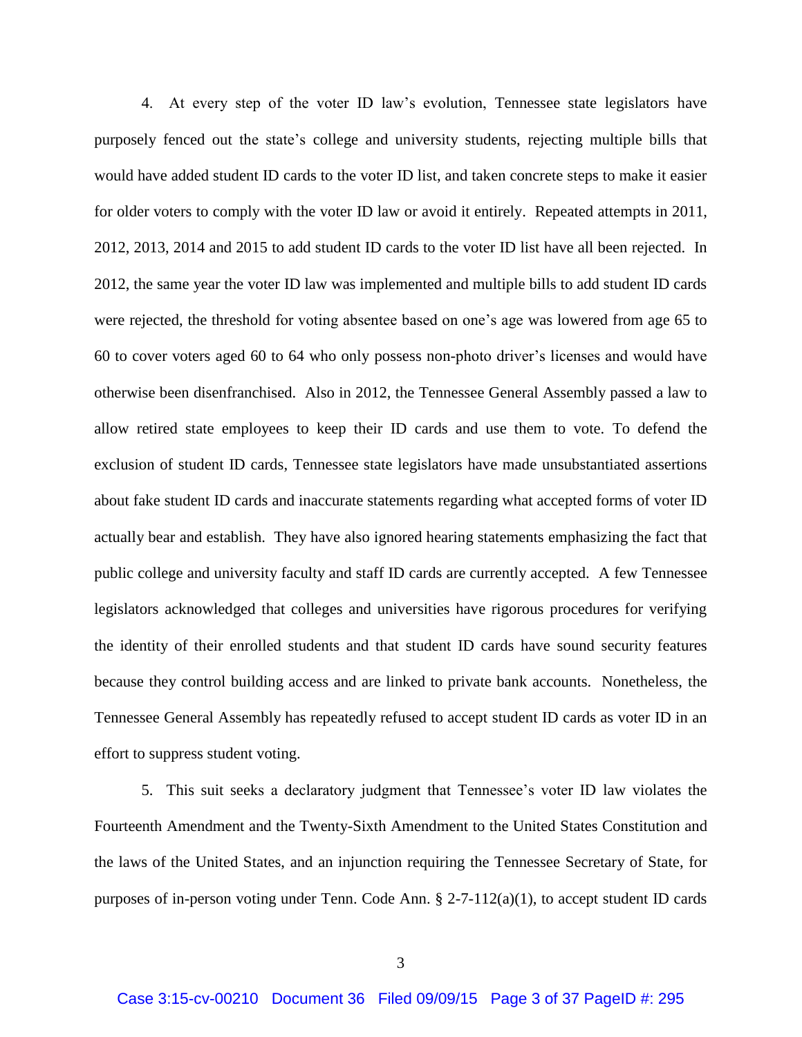4. At every step of the voter ID law's evolution, Tennessee state legislators have purposely fenced out the state's college and university students, rejecting multiple bills that would have added student ID cards to the voter ID list, and taken concrete steps to make it easier for older voters to comply with the voter ID law or avoid it entirely. Repeated attempts in 2011, 2012, 2013, 2014 and 2015 to add student ID cards to the voter ID list have all been rejected. In 2012, the same year the voter ID law was implemented and multiple bills to add student ID cards were rejected, the threshold for voting absentee based on one's age was lowered from age 65 to 60 to cover voters aged 60 to 64 who only possess non-photo driver's licenses and would have otherwise been disenfranchised. Also in 2012, the Tennessee General Assembly passed a law to allow retired state employees to keep their ID cards and use them to vote. To defend the exclusion of student ID cards, Tennessee state legislators have made unsubstantiated assertions about fake student ID cards and inaccurate statements regarding what accepted forms of voter ID actually bear and establish. They have also ignored hearing statements emphasizing the fact that public college and university faculty and staff ID cards are currently accepted. A few Tennessee legislators acknowledged that colleges and universities have rigorous procedures for verifying the identity of their enrolled students and that student ID cards have sound security features because they control building access and are linked to private bank accounts. Nonetheless, the Tennessee General Assembly has repeatedly refused to accept student ID cards as voter ID in an effort to suppress student voting.

5. This suit seeks a declaratory judgment that Tennessee's voter ID law violates the Fourteenth Amendment and the Twenty-Sixth Amendment to the United States Constitution and the laws of the United States, and an injunction requiring the Tennessee Secretary of State, for purposes of in-person voting under Tenn. Code Ann. § 2-7-112(a)(1), to accept student ID cards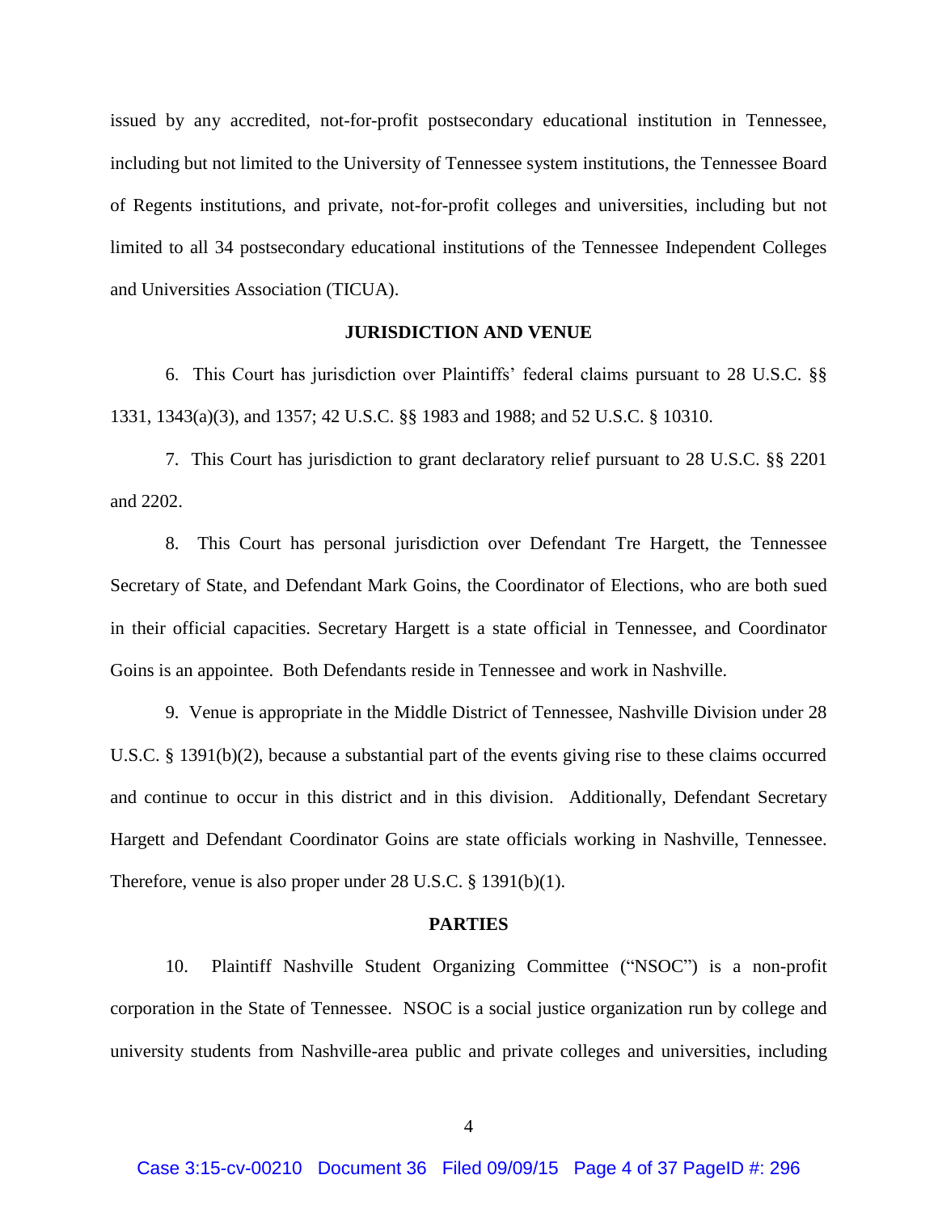issued by any accredited, not-for-profit postsecondary educational institution in Tennessee, including but not limited to the University of Tennessee system institutions, the Tennessee Board of Regents institutions, and private, not-for-profit colleges and universities, including but not limited to all 34 postsecondary educational institutions of the Tennessee Independent Colleges and Universities Association (TICUA).

## JURISDICTION AND VENUE

6. This Court has jurisdiction over Plaintiffs' federal claims pursuant to 28 U.S.C. §§ 1331, 1343(a)(3), and 1357; 42 U.S.C. §§ 1983 and 1988; and 52 U.S.C. § 10310.

7. This Court has jurisdiction to grant declaratory relief pursuant to 28 U.S.C. §§ 2201 and 2202.

8. This Court has personal jurisdiction over Defendant Tre Hargett, the Tennessee Secretary of State, and Defendant Mark Goins, the Coordinator of Elections, who are both sued in their official capacities. Secretary Hargett is a state official in Tennessee, and Coordinator Goins is an appointee. Both Defendants reside in Tennessee and work in Nashville.

9. Venue is appropriate in the Middle District of Tennessee, Nashville Division under 28 U.S.C. § 1391(b)(2), because a substantial part of the events giving rise to these claims occurred and continue to occur in this district and in this division. Additionally, Defendant Secretary Hargett and Defendant Coordinator Goins are state officials working in Nashville, Tennessee. Therefore, venue is also proper under 28 U.S.C. § 1391(b)(1).

## PARTIES

10. Plaintiff Nashville Student Organizing Committee ("NSOC") is a non-profit corporation in the State of Tennessee. NSOC is a social justice organization run by college and university students from Nashville-area public and private colleges and universities, including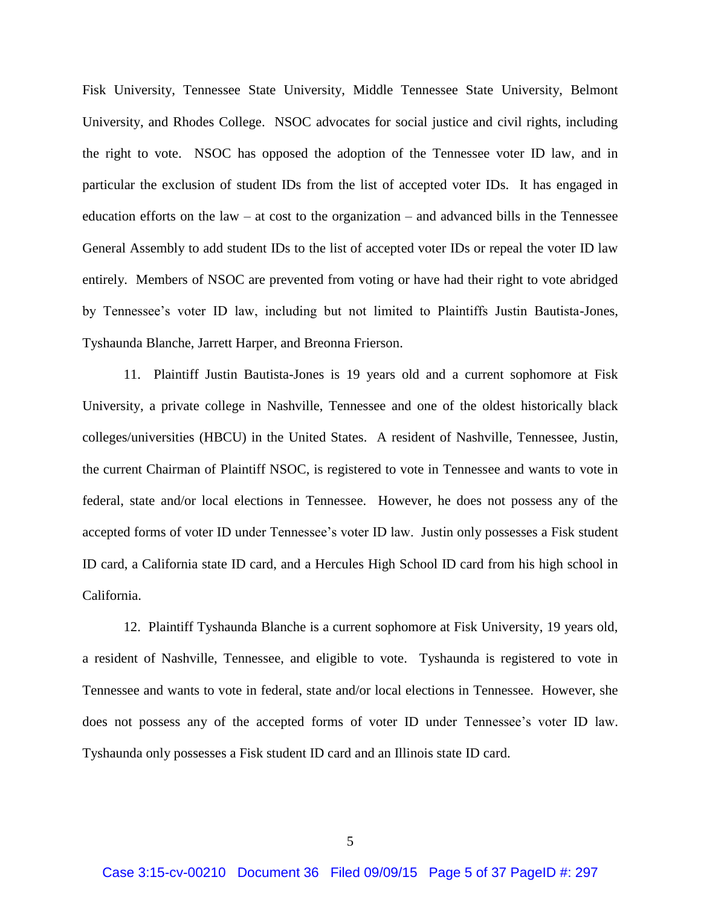Fisk University, Tennessee State University, Middle Tennessee State University, Belmont University, and Rhodes College. NSOC advocates for social justice and civil rights, including the right to vote. NSOC has opposed the adoption of the Tennessee voter ID law, and in particular the exclusion of student IDs from the list of accepted voter IDs. It has engaged in education efforts on the law – at cost to the organization – and advanced bills in the Tennessee General Assembly to add student IDs to the list of accepted voter IDs or repeal the voter ID law entirely. Members of NSOC are prevented from voting or have had their right to vote abridged by Tennessee's voter ID law, including but not limited to Plaintiffs Justin Bautista-Jones, Tyshaunda Blanche, Jarrett Harper, and Breonna Frierson.

11. Plaintiff Justin Bautista-Jones is 19 years old and a current sophomore at Fisk University, a private college in Nashville, Tennessee and one of the oldest historically black colleges/universities (HBCU) in the United States. A resident of Nashville, Tennessee, Justin, the current Chairman of Plaintiff NSOC, is registered to vote in Tennessee and wants to vote in federal, state and/or local elections in Tennessee. However, he does not possess any of the accepted forms of voter ID under Tennessee's voter ID law. Justin only possesses a Fisk student ID card, a California state ID card, and a Hercules High School ID card from his high school in California.

12. Plaintiff Tyshaunda Blanche is a current sophomore at Fisk University, 19 years old, a resident of Nashville, Tennessee, and eligible to vote. Tyshaunda is registered to vote in Tennessee and wants to vote in federal, state and/or local elections in Tennessee. However, she does not possess any of the accepted forms of voter ID under Tennessee's voter ID law. Tyshaunda only possesses a Fisk student ID card and an Illinois state ID card.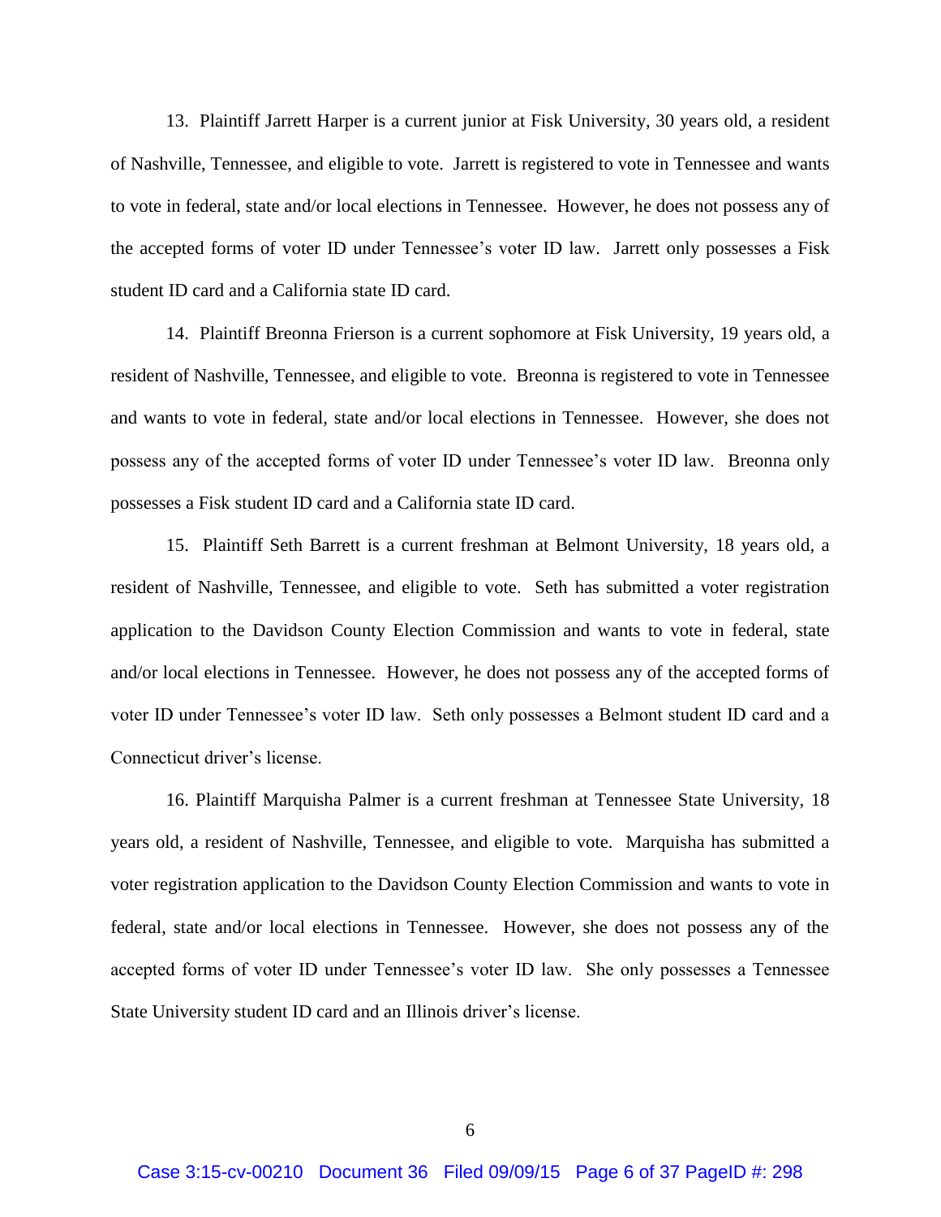13. Plaintiff Jarrett Harper is a current junior at Fisk University, 30 years old, a resident of Nashville, Tennessee, and eligible to vote. Jarrett is registered to vote in Tennessee and wants to vote in federal, state and/or local elections in Tennessee. However, he does not possess any of the accepted forms of voter ID under Tennessee's voter ID law. Jarrett only possesses a Fisk student ID card and a California state ID card.

14. Plaintiff Breonna Frierson is a current sophomore at Fisk University, 19 years old, a resident of Nashville, Tennessee, and eligible to vote. Breonna is registered to vote in Tennessee and wants to vote in federal, state and/or local elections in Tennessee. However, she does not possess any of the accepted forms of voter ID under Tennessee's voter ID law. Breonna only possesses a Fisk student ID card and a California state ID card.

15. Plaintiff Seth Barrett is a current freshman at Belmont University, 18 years old, a resident of Nashville, Tennessee, and eligible to vote. Seth has submitted a voter registration application to the Davidson County Election Commission and wants to vote in federal, state and/or local elections in Tennessee. However, he does not possess any of the accepted forms of voter ID under Tennessee's voter ID law. Seth only possesses a Belmont student ID card and a Connecticut driver's license.

16. Plaintiff Marquisha Palmer is a current freshman at Tennessee State University, 18 years old, a resident of Nashville, Tennessee, and eligible to vote. Marquisha has submitted a voter registration application to the Davidson County Election Commission and wants to vote in federal, state and/or local elections in Tennessee. However, she does not possess any of the accepted forms of voter ID under Tennessee's voter ID law. She only possesses a Tennessee State University student ID card and an Illinois driver's license.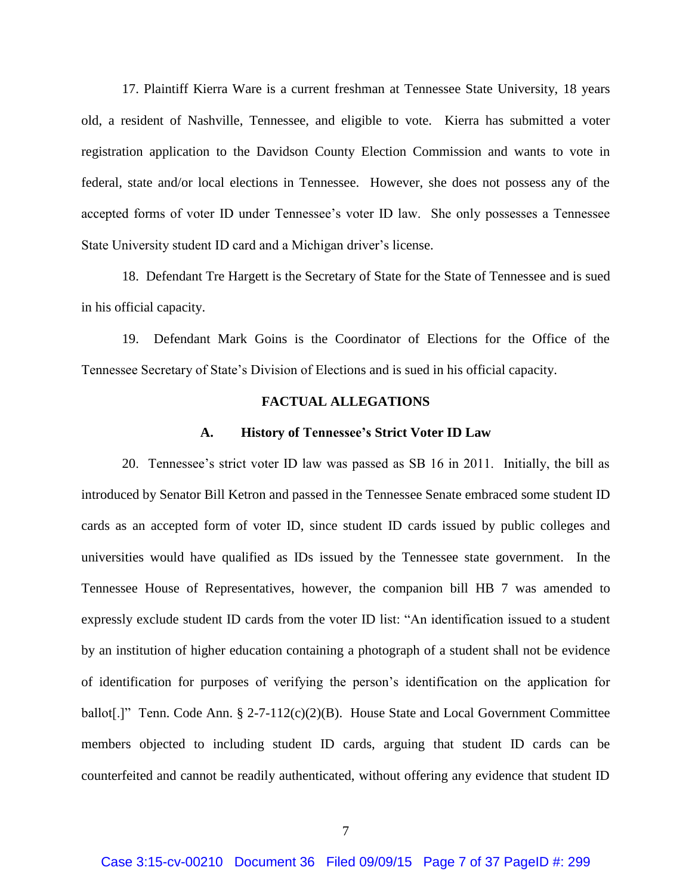17. Plaintiff Kierra Ware is a current freshman at Tennessee State University, 18 years old, a resident of Nashville, Tennessee, and eligible to vote. Kierra has submitted a voter registration application to the Davidson County Election Commission and wants to vote in federal, state and/or local elections in Tennessee. However, she does not possess any of the accepted forms of voter ID under Tennessee's voter ID law. She only possesses a Tennessee State University student ID card and a Michigan driver's license.

18. Defendant Tre Hargett is the Secretary of State for the State of Tennessee and is sued in his official capacity.

19. Defendant Mark Goins is the Coordinator of Elections for the Office of the Tennessee Secretary of State's Division of Elections and is sued in his official capacity.

## FACTUAL ALLEGATIONS

### A. History of Tennessee's Strict Voter ID Law

20. Tennessee's strict voter ID law was passed as SB 16 in 2011. Initially, the bill as introduced by Senator Bill Ketron and passed in the Tennessee Senate embraced some student ID cards as an accepted form of voter ID, since student ID cards issued by public colleges and universities would have qualified as IDs issued by the Tennessee state government. In the Tennessee House of Representatives, however, the companion bill HB 7 was amended to expressly exclude student ID cards from the voter ID list: "An identification issued to a student by an institution of higher education containing a photograph of a student shall not be evidence of identification for purposes of verifying the person's identification on the application for ballot[.]" Tenn. Code Ann. § 2-7-112(c)(2)(B). House State and Local Government Committee members objected to including student ID cards, arguing that student ID cards can be counterfeited and cannot be readily authenticated, without offering any evidence that student ID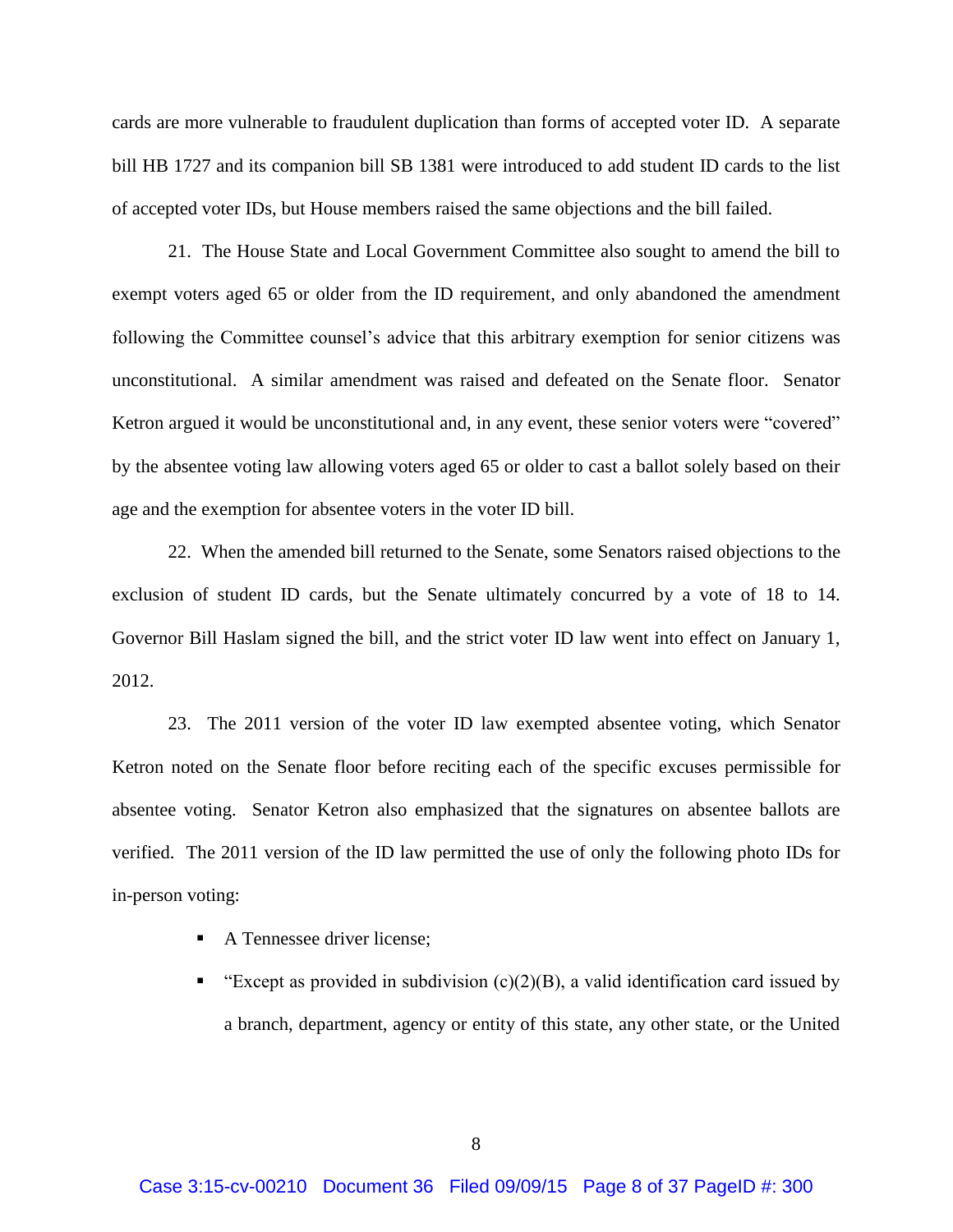cards are more vulnerable to fraudulent duplication than forms of accepted voter ID. A separate bill HB 1727 and its companion bill SB 1381 were introduced to add student ID cards to the list of accepted voter IDs, but House members raised the same objections and the bill failed.

21. The House State and Local Government Committee also sought to amend the bill to exempt voters aged 65 or older from the ID requirement, and only abandoned the amendment following the Committee counsel's advice that this arbitrary exemption for senior citizens was unconstitutional. A similar amendment was raised and defeated on the Senate floor. Senator Ketron argued it would be unconstitutional and, in any event, these senior voters were "covered" by the absentee voting law allowing voters aged 65 or older to cast a ballot solely based on their age and the exemption for absentee voters in the voter ID bill.

22. When the amended bill returned to the Senate, some Senators raised objections to the exclusion of student ID cards, but the Senate ultimately concurred by a vote of 18 to 14. Governor Bill Haslam signed the bill, and the strict voter ID law went into effect on January 1, 2012.

23. The 2011 version of the voter ID law exempted absentee voting, which Senator Ketron noted on the Senate floor before reciting each of the specific excuses permissible for absentee voting. Senator Ketron also emphasized that the signatures on absentee ballots are verified. The 2011 version of the ID law permitted the use of only the following photo IDs for in-person voting:

- A Tennessee driver license;
- "Except as provided in subdivision (c)(2)(B), a valid identification card issued by a branch, department, agency or entity of this state, any other state, or the United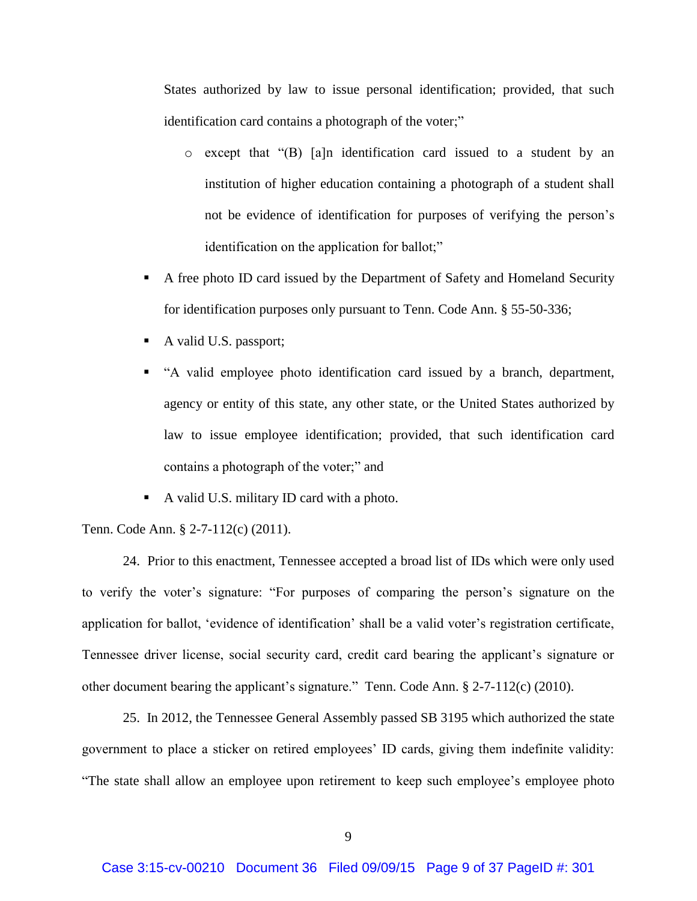States authorized by law to issue personal identification; provided, that such identification card contains a photograph of the voter;"

  - except that "(B) [a]n identification card issued to a student by an institution of higher education containing a photograph of a student shall not be evidence of identification for purposes of verifying the person's identification on the application for ballot;"

- A free photo ID card issued by the Department of Safety and Homeland Security for identification purposes only pursuant to Tenn. Code Ann. § 55-50-336;
- A valid U.S. passport;
- "A valid employee photo identification card issued by a branch, department, agency or entity of this state, any other state, or the United States authorized by law to issue employee identification; provided, that such identification card contains a photograph of the voter;" and
- A valid U.S. military ID card with a photo.

Tenn. Code Ann. § 2-7-112(c) (2011).

24. Prior to this enactment, Tennessee accepted a broad list of IDs which were only used to verify the voter's signature: "For purposes of comparing the person's signature on the application for ballot, 'evidence of identification' shall be a valid voter's registration certificate, Tennessee driver license, social security card, credit card bearing the applicant's signature or other document bearing the applicant's signature." Tenn. Code Ann. § 2-7-112(c) (2010).

25. In 2012, the Tennessee General Assembly passed SB 3195 which authorized the state government to place a sticker on retired employees' ID cards, giving them indefinite validity: "The state shall allow an employee upon retirement to keep such employee's employee photo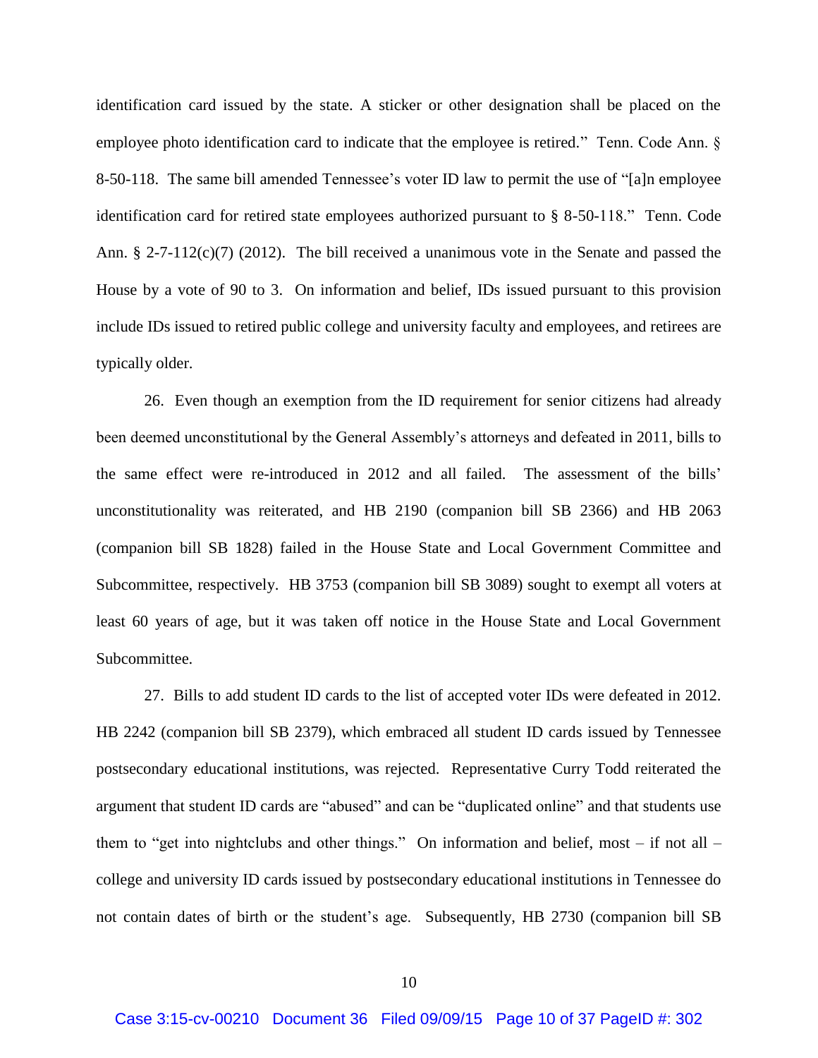identification card issued by the state. A sticker or other designation shall be placed on the employee photo identification card to indicate that the employee is retired." Tenn. Code Ann. § 8-50-118. The same bill amended Tennessee's voter ID law to permit the use of "[a]n employee identification card for retired state employees authorized pursuant to § 8-50-118." Tenn. Code Ann. § 2-7-112(c)(7) (2012). The bill received a unanimous vote in the Senate and passed the House by a vote of 90 to 3. On information and belief, IDs issued pursuant to this provision include IDs issued to retired public college and university faculty and employees, and retirees are typically older.

26. Even though an exemption from the ID requirement for senior citizens had already been deemed unconstitutional by the General Assembly's attorneys and defeated in 2011, bills to the same effect were re-introduced in 2012 and all failed. The assessment of the bills' unconstitutionality was reiterated, and HB 2190 (companion bill SB 2366) and HB 2063 (companion bill SB 1828) failed in the House State and Local Government Committee and Subcommittee, respectively. HB 3753 (companion bill SB 3089) sought to exempt all voters at least 60 years of age, but it was taken off notice in the House State and Local Government Subcommittee.

27. Bills to add student ID cards to the list of accepted voter IDs were defeated in 2012. HB 2242 (companion bill SB 2379), which embraced all student ID cards issued by Tennessee postsecondary educational institutions, was rejected. Representative Curry Todd reiterated the argument that student ID cards are "abused" and can be "duplicated online" and that students use them to "get into nightclubs and other things." On information and belief, most – if not all – college and university ID cards issued by postsecondary educational institutions in Tennessee do not contain dates of birth or the student's age. Subsequently, HB 2730 (companion bill SB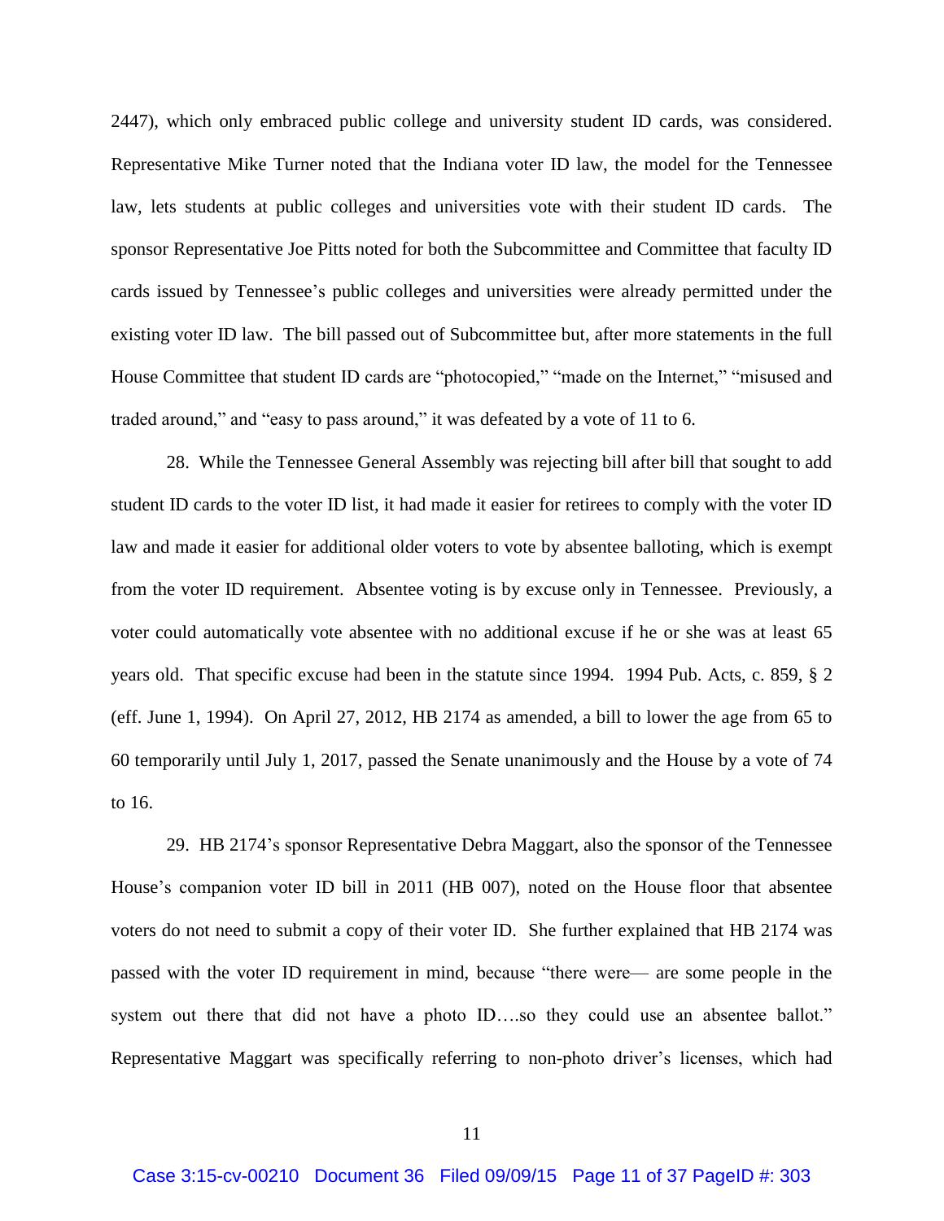2447), which only embraced public college and university student ID cards, was considered. Representative Mike Turner noted that the Indiana voter ID law, the model for the Tennessee law, lets students at public colleges and universities vote with their student ID cards. The sponsor Representative Joe Pitts noted for both the Subcommittee and Committee that faculty ID cards issued by Tennessee's public colleges and universities were already permitted under the existing voter ID law. The bill passed out of Subcommittee but, after more statements in the full House Committee that student ID cards are "photocopied," "made on the Internet," "misused and traded around," and "easy to pass around," it was defeated by a vote of 11 to 6.

28. While the Tennessee General Assembly was rejecting bill after bill that sought to add student ID cards to the voter ID list, it had made it easier for retirees to comply with the voter ID law and made it easier for additional older voters to vote by absentee balloting, which is exempt from the voter ID requirement. Absentee voting is by excuse only in Tennessee. Previously, a voter could automatically vote absentee with no additional excuse if he or she was at least 65 years old. That specific excuse had been in the statute since 1994. 1994 Pub. Acts, c. 859, § 2 (eff. June 1, 1994). On April 27, 2012, HB 2174 as amended, a bill to lower the age from 65 to 60 temporarily until July 1, 2017, passed the Senate unanimously and the House by a vote of 74 to 16.

29. HB 2174's sponsor Representative Debra Maggart, also the sponsor of the Tennessee House's companion voter ID bill in 2011 (HB 007), noted on the House floor that absentee voters do not need to submit a copy of their voter ID. She further explained that HB 2174 was passed with the voter ID requirement in mind, because "there were— are some people in the system out there that did not have a photo ID….so they could use an absentee ballot." Representative Maggart was specifically referring to non-photo driver's licenses, which had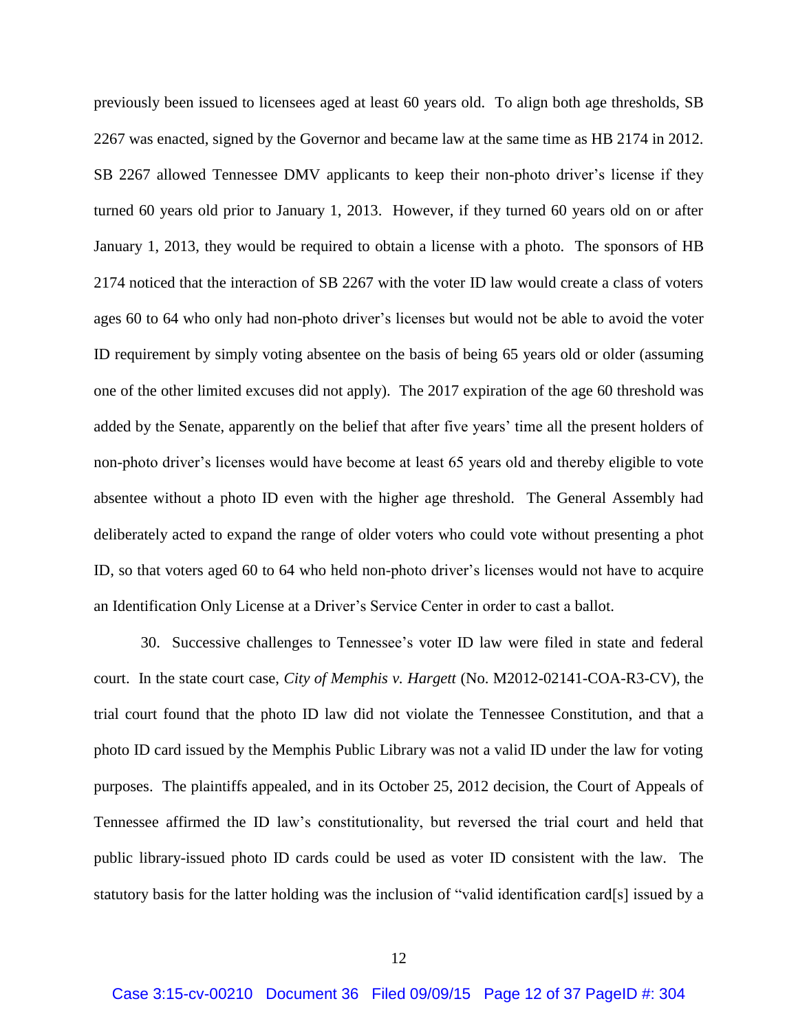previously been issued to licensees aged at least 60 years old. To align both age thresholds, SB 2267 was enacted, signed by the Governor and became law at the same time as HB 2174 in 2012. SB 2267 allowed Tennessee DMV applicants to keep their non-photo driver's license if they turned 60 years old prior to January 1, 2013. However, if they turned 60 years old on or after January 1, 2013, they would be required to obtain a license with a photo. The sponsors of HB 2174 noticed that the interaction of SB 2267 with the voter ID law would create a class of voters ages 60 to 64 who only had non-photo driver's licenses but would not be able to avoid the voter ID requirement by simply voting absentee on the basis of being 65 years old or older (assuming one of the other limited excuses did not apply). The 2017 expiration of the age 60 threshold was added by the Senate, apparently on the belief that after five years' time all the present holders of non-photo driver's licenses would have become at least 65 years old and thereby eligible to vote absentee without a photo ID even with the higher age threshold. The General Assembly had deliberately acted to expand the range of older voters who could vote without presenting a phot ID, so that voters aged 60 to 64 who held non-photo driver's licenses would not have to acquire an Identification Only License at a Driver's Service Center in order to cast a ballot.

30. Successive challenges to Tennessee's voter ID law were filed in state and federal court. In the state court case, *City of Memphis v. Hargett* (No. M2012-02141-COA-R3-CV), the trial court found that the photo ID law did not violate the Tennessee Constitution, and that a photo ID card issued by the Memphis Public Library was not a valid ID under the law for voting purposes. The plaintiffs appealed, and in its October 25, 2012 decision, the Court of Appeals of Tennessee affirmed the ID law's constitutionality, but reversed the trial court and held that public library-issued photo ID cards could be used as voter ID consistent with the law. The statutory basis for the latter holding was the inclusion of "valid identification card[s] issued by a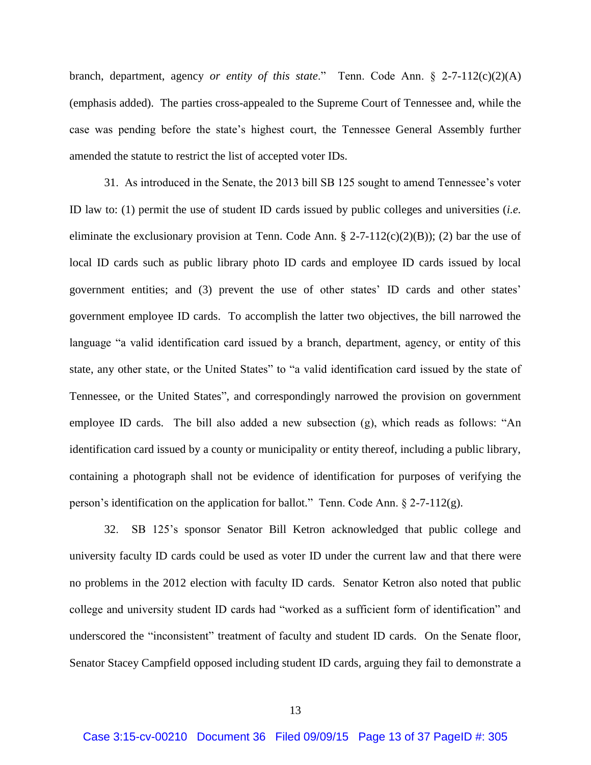branch, department, agency *or entity of this state*." Tenn. Code Ann. § 2-7-112(c)(2)(A) (emphasis added). The parties cross-appealed to the Supreme Court of Tennessee and, while the case was pending before the state's highest court, the Tennessee General Assembly further amended the statute to restrict the list of accepted voter IDs.

31. As introduced in the Senate, the 2013 bill SB 125 sought to amend Tennessee's voter ID law to: (1) permit the use of student ID cards issued by public colleges and universities (*i.e.* eliminate the exclusionary provision at Tenn. Code Ann. § 2-7-112(c)(2)(B)); (2) bar the use of local ID cards such as public library photo ID cards and employee ID cards issued by local government entities; and (3) prevent the use of other states' ID cards and other states' government employee ID cards. To accomplish the latter two objectives, the bill narrowed the language "a valid identification card issued by a branch, department, agency, or entity of this state, any other state, or the United States" to "a valid identification card issued by the state of Tennessee, or the United States", and correspondingly narrowed the provision on government employee ID cards. The bill also added a new subsection (g), which reads as follows: "An identification card issued by a county or municipality or entity thereof, including a public library, containing a photograph shall not be evidence of identification for purposes of verifying the person's identification on the application for ballot." Tenn. Code Ann. § 2-7-112(g).

32. SB 125's sponsor Senator Bill Ketron acknowledged that public college and university faculty ID cards could be used as voter ID under the current law and that there were no problems in the 2012 election with faculty ID cards. Senator Ketron also noted that public college and university student ID cards had "worked as a sufficient form of identification" and underscored the "inconsistent" treatment of faculty and student ID cards. On the Senate floor, Senator Stacey Campfield opposed including student ID cards, arguing they fail to demonstrate a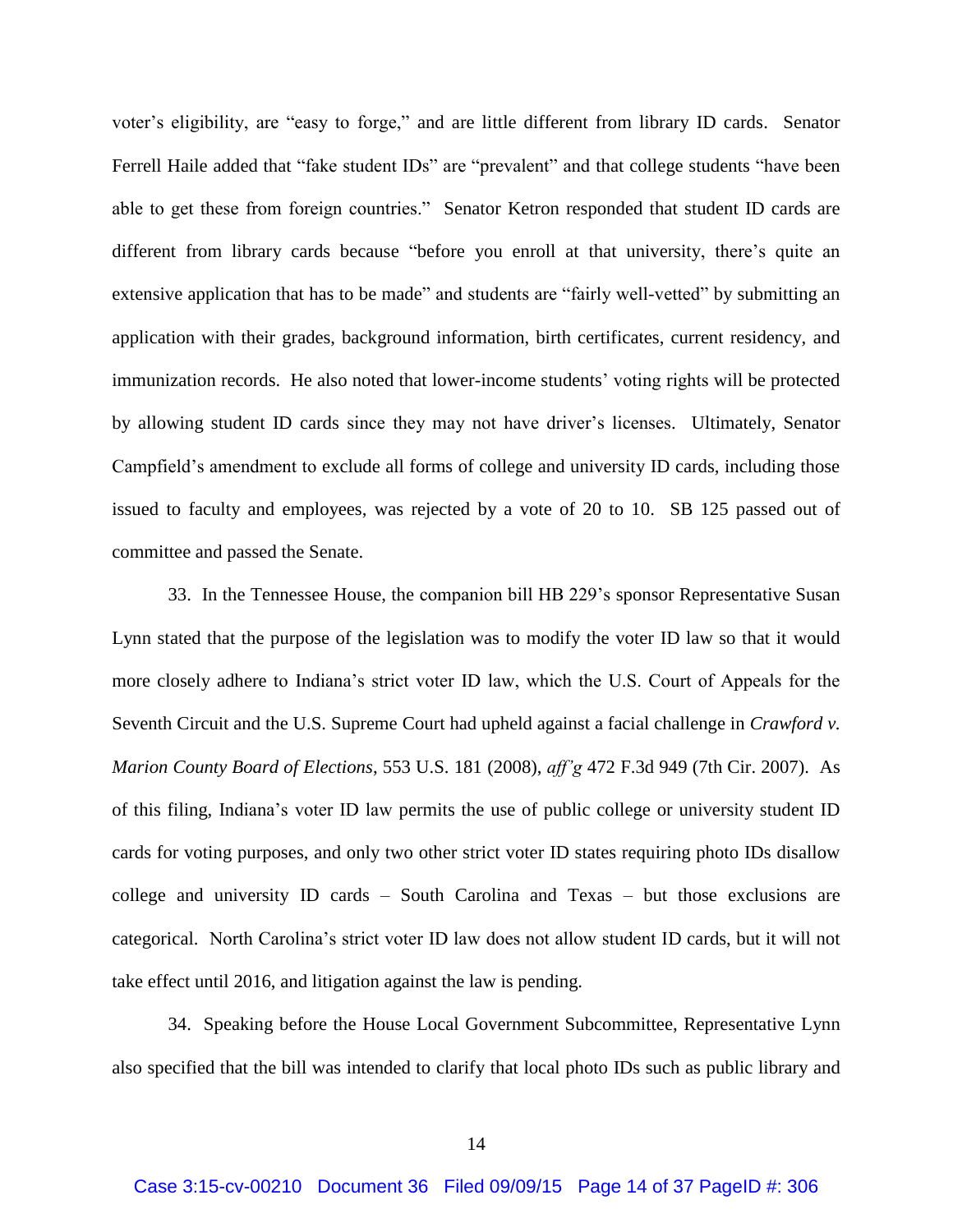voter's eligibility, are "easy to forge," and are little different from library ID cards. Senator Ferrell Haile added that "fake student IDs" are "prevalent" and that college students "have been able to get these from foreign countries." Senator Ketron responded that student ID cards are different from library cards because "before you enroll at that university, there's quite an extensive application that has to be made" and students are "fairly well-vetted" by submitting an application with their grades, background information, birth certificates, current residency, and immunization records. He also noted that lower-income students' voting rights will be protected by allowing student ID cards since they may not have driver's licenses. Ultimately, Senator Campfield's amendment to exclude all forms of college and university ID cards, including those issued to faculty and employees, was rejected by a vote of 20 to 10. SB 125 passed out of committee and passed the Senate.

33. In the Tennessee House, the companion bill HB 229's sponsor Representative Susan Lynn stated that the purpose of the legislation was to modify the voter ID law so that it would more closely adhere to Indiana's strict voter ID law, which the U.S. Court of Appeals for the Seventh Circuit and the U.S. Supreme Court had upheld against a facial challenge in *Crawford v. Marion County Board of Elections*, 553 U.S. 181 (2008), *aff'g* 472 F.3d 949 (7th Cir. 2007). As of this filing, Indiana's voter ID law permits the use of public college or university student ID cards for voting purposes, and only two other strict voter ID states requiring photo IDs disallow college and university ID cards – South Carolina and Texas – but those exclusions are categorical. North Carolina's strict voter ID law does not allow student ID cards, but it will not take effect until 2016, and litigation against the law is pending.

34. Speaking before the House Local Government Subcommittee, Representative Lynn also specified that the bill was intended to clarify that local photo IDs such as public library and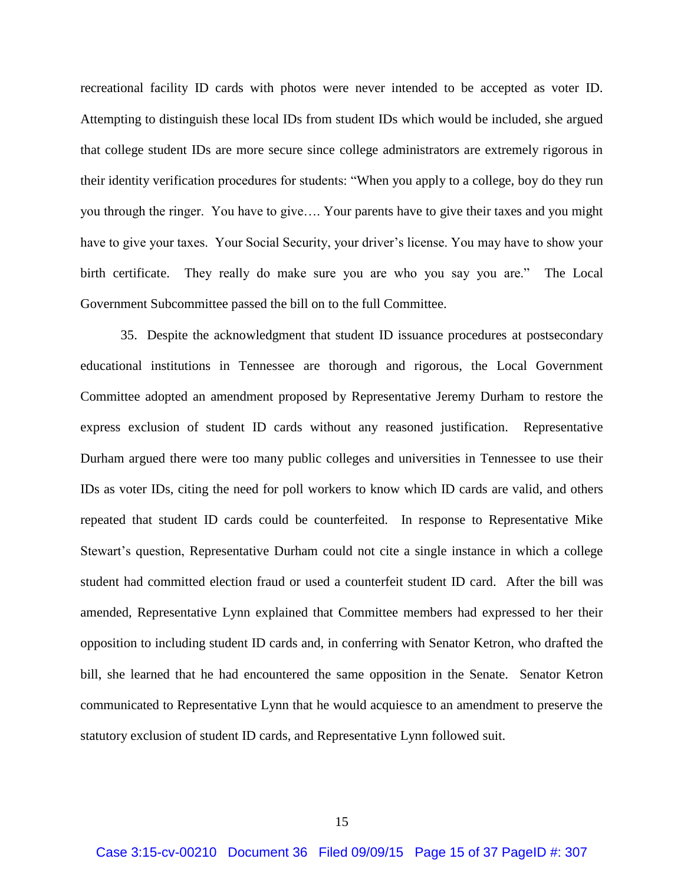recreational facility ID cards with photos were never intended to be accepted as voter ID. Attempting to distinguish these local IDs from student IDs which would be included, she argued that college student IDs are more secure since college administrators are extremely rigorous in their identity verification procedures for students: "When you apply to a college, boy do they run you through the ringer. You have to give…. Your parents have to give their taxes and you might have to give your taxes. Your Social Security, your driver's license. You may have to show your birth certificate. They really do make sure you are who you say you are." The Local Government Subcommittee passed the bill on to the full Committee.

35. Despite the acknowledgment that student ID issuance procedures at postsecondary educational institutions in Tennessee are thorough and rigorous, the Local Government Committee adopted an amendment proposed by Representative Jeremy Durham to restore the express exclusion of student ID cards without any reasoned justification. Representative Durham argued there were too many public colleges and universities in Tennessee to use their IDs as voter IDs, citing the need for poll workers to know which ID cards are valid, and others repeated that student ID cards could be counterfeited. In response to Representative Mike Stewart's question, Representative Durham could not cite a single instance in which a college student had committed election fraud or used a counterfeit student ID card. After the bill was amended, Representative Lynn explained that Committee members had expressed to her their opposition to including student ID cards and, in conferring with Senator Ketron, who drafted the bill, she learned that he had encountered the same opposition in the Senate. Senator Ketron communicated to Representative Lynn that he would acquiesce to an amendment to preserve the statutory exclusion of student ID cards, and Representative Lynn followed suit.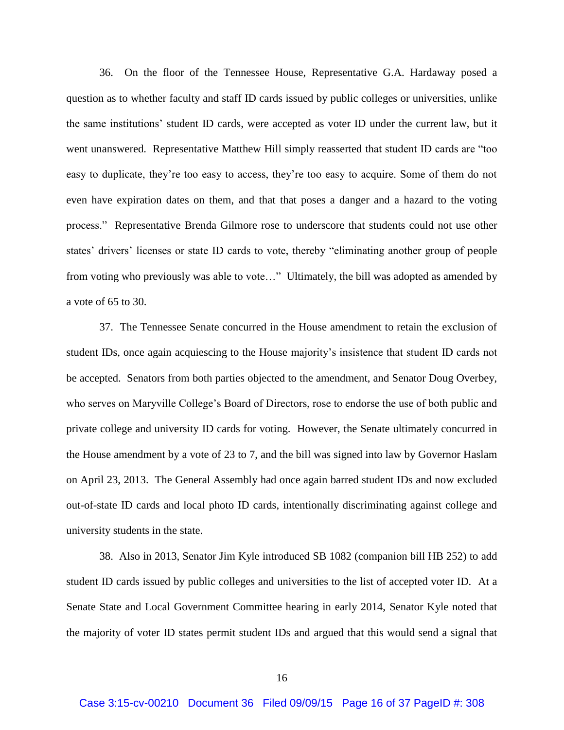36. On the floor of the Tennessee House, Representative G.A. Hardaway posed a question as to whether faculty and staff ID cards issued by public colleges or universities, unlike the same institutions' student ID cards, were accepted as voter ID under the current law, but it went unanswered. Representative Matthew Hill simply reasserted that student ID cards are "too easy to duplicate, they're too easy to access, they're too easy to acquire. Some of them do not even have expiration dates on them, and that that poses a danger and a hazard to the voting process." Representative Brenda Gilmore rose to underscore that students could not use other states' drivers' licenses or state ID cards to vote, thereby "eliminating another group of people from voting who previously was able to vote…" Ultimately, the bill was adopted as amended by a vote of 65 to 30.

37. The Tennessee Senate concurred in the House amendment to retain the exclusion of student IDs, once again acquiescing to the House majority's insistence that student ID cards not be accepted. Senators from both parties objected to the amendment, and Senator Doug Overbey, who serves on Maryville College's Board of Directors, rose to endorse the use of both public and private college and university ID cards for voting. However, the Senate ultimately concurred in the House amendment by a vote of 23 to 7, and the bill was signed into law by Governor Haslam on April 23, 2013. The General Assembly had once again barred student IDs and now excluded out-of-state ID cards and local photo ID cards, intentionally discriminating against college and university students in the state.

38. Also in 2013, Senator Jim Kyle introduced SB 1082 (companion bill HB 252) to add student ID cards issued by public colleges and universities to the list of accepted voter ID. At a Senate State and Local Government Committee hearing in early 2014, Senator Kyle noted that the majority of voter ID states permit student IDs and argued that this would send a signal that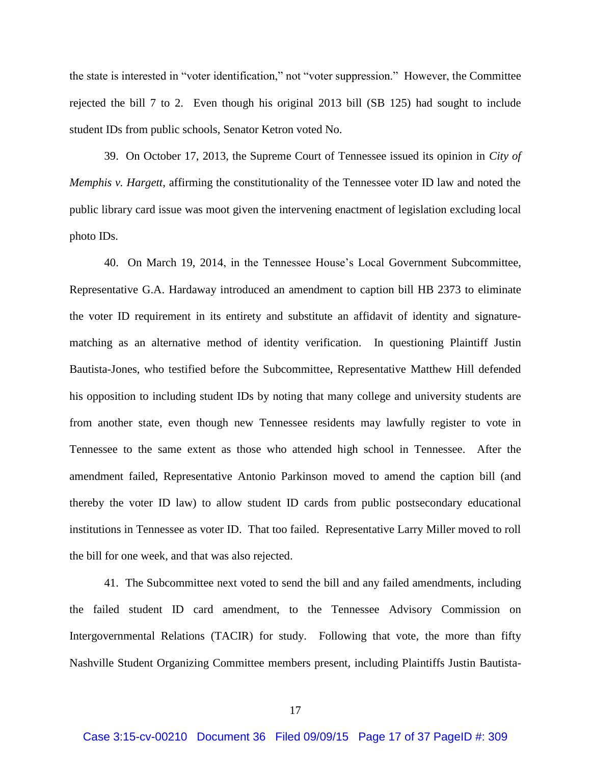the state is interested in "voter identification," not "voter suppression." However, the Committee rejected the bill 7 to 2. Even though his original 2013 bill (SB 125) had sought to include student IDs from public schools, Senator Ketron voted No.

39. On October 17, 2013, the Supreme Court of Tennessee issued its opinion in *City of Memphis v. Hargett*, affirming the constitutionality of the Tennessee voter ID law and noted the public library card issue was moot given the intervening enactment of legislation excluding local photo IDs.

40. On March 19, 2014, in the Tennessee House's Local Government Subcommittee, Representative G.A. Hardaway introduced an amendment to caption bill HB 2373 to eliminate the voter ID requirement in its entirety and substitute an affidavit of identity and signature-matching as an alternative method of identity verification. In questioning Plaintiff Justin Bautista-Jones, who testified before the Subcommittee, Representative Matthew Hill defended his opposition to including student IDs by noting that many college and university students are from another state, even though new Tennessee residents may lawfully register to vote in Tennessee to the same extent as those who attended high school in Tennessee. After the amendment failed, Representative Antonio Parkinson moved to amend the caption bill (and thereby the voter ID law) to allow student ID cards from public postsecondary educational institutions in Tennessee as voter ID. That too failed. Representative Larry Miller moved to roll the bill for one week, and that was also rejected.

41. The Subcommittee next voted to send the bill and any failed amendments, including the failed student ID card amendment, to the Tennessee Advisory Commission on Intergovernmental Relations (TACIR) for study. Following that vote, the more than fifty Nashville Student Organizing Committee members present, including Plaintiffs Justin Bautista-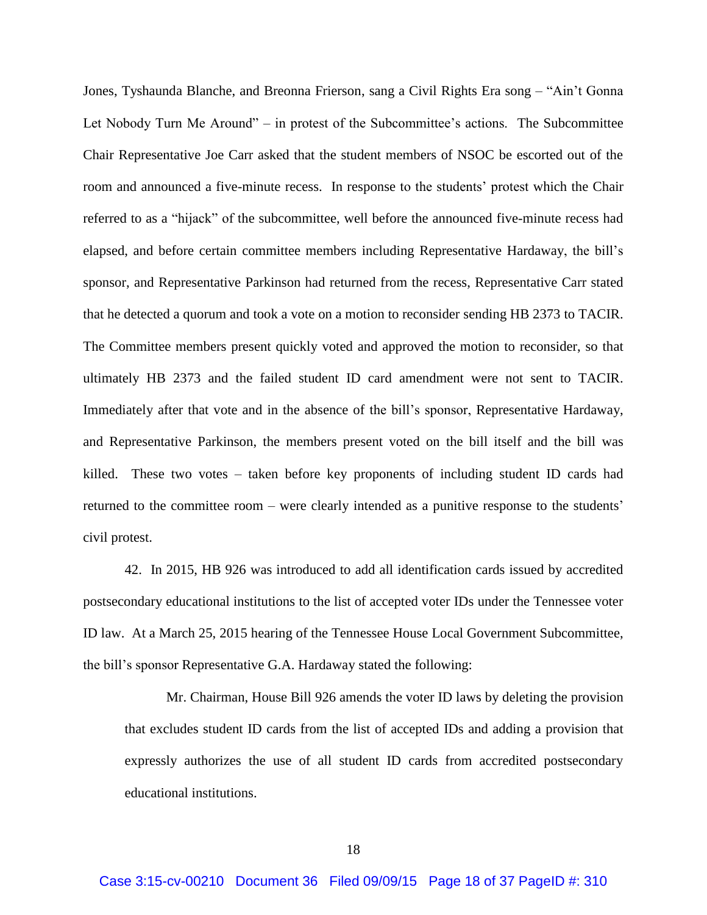Jones, Tyshaunda Blanche, and Breonna Frierson, sang a Civil Rights Era song – "Ain't Gonna Let Nobody Turn Me Around" – in protest of the Subcommittee's actions. The Subcommittee Chair Representative Joe Carr asked that the student members of NSOC be escorted out of the room and announced a five-minute recess. In response to the students' protest which the Chair referred to as a "hijack" of the subcommittee, well before the announced five-minute recess had elapsed, and before certain committee members including Representative Hardaway, the bill's sponsor, and Representative Parkinson had returned from the recess, Representative Carr stated that he detected a quorum and took a vote on a motion to reconsider sending HB 2373 to TACIR. The Committee members present quickly voted and approved the motion to reconsider, so that ultimately HB 2373 and the failed student ID card amendment were not sent to TACIR. Immediately after that vote and in the absence of the bill's sponsor, Representative Hardaway, and Representative Parkinson, the members present voted on the bill itself and the bill was killed. These two votes – taken before key proponents of including student ID cards had returned to the committee room – were clearly intended as a punitive response to the students' civil protest.

42. In 2015, HB 926 was introduced to add all identification cards issued by accredited postsecondary educational institutions to the list of accepted voter IDs under the Tennessee voter ID law. At a March 25, 2015 hearing of the Tennessee House Local Government Subcommittee, the bill's sponsor Representative G.A. Hardaway stated the following:

> Mr. Chairman, House Bill 926 amends the voter ID laws by deleting the provision that excludes student ID cards from the list of accepted IDs and adding a provision that expressly authorizes the use of all student ID cards from accredited postsecondary educational institutions.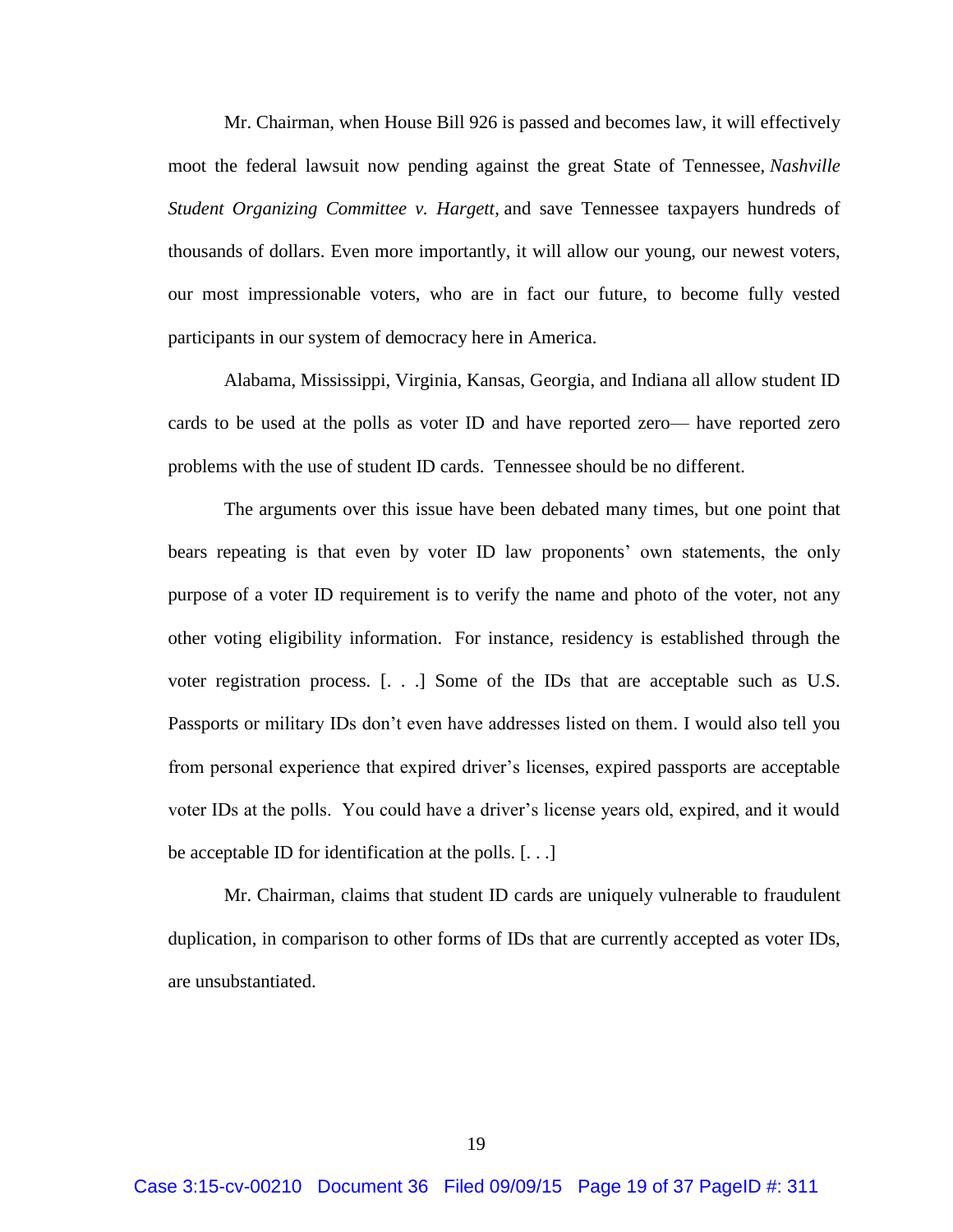Mr. Chairman, when House Bill 926 is passed and becomes law, it will effectively moot the federal lawsuit now pending against the great State of Tennessee, *Nashville Student Organizing Committee v. Hargett*, and save Tennessee taxpayers hundreds of thousands of dollars. Even more importantly, it will allow our young, our newest voters, our most impressionable voters, who are in fact our future, to become fully vested participants in our system of democracy here in America.

Alabama, Mississippi, Virginia, Kansas, Georgia, and Indiana all allow student ID cards to be used at the polls as voter ID and have reported zero— have reported zero problems with the use of student ID cards. Tennessee should be no different.

The arguments over this issue have been debated many times, but one point that bears repeating is that even by voter ID law proponents' own statements, the only purpose of a voter ID requirement is to verify the name and photo of the voter, not any other voting eligibility information. For instance, residency is established through the voter registration process. [. . .] Some of the IDs that are acceptable such as U.S. Passports or military IDs don't even have addresses listed on them. I would also tell you from personal experience that expired driver's licenses, expired passports are acceptable voter IDs at the polls. You could have a driver's license years old, expired, and it would be acceptable ID for identification at the polls. [. . .]

Mr. Chairman, claims that student ID cards are uniquely vulnerable to fraudulent duplication, in comparison to other forms of IDs that are currently accepted as voter IDs, are unsubstantiated.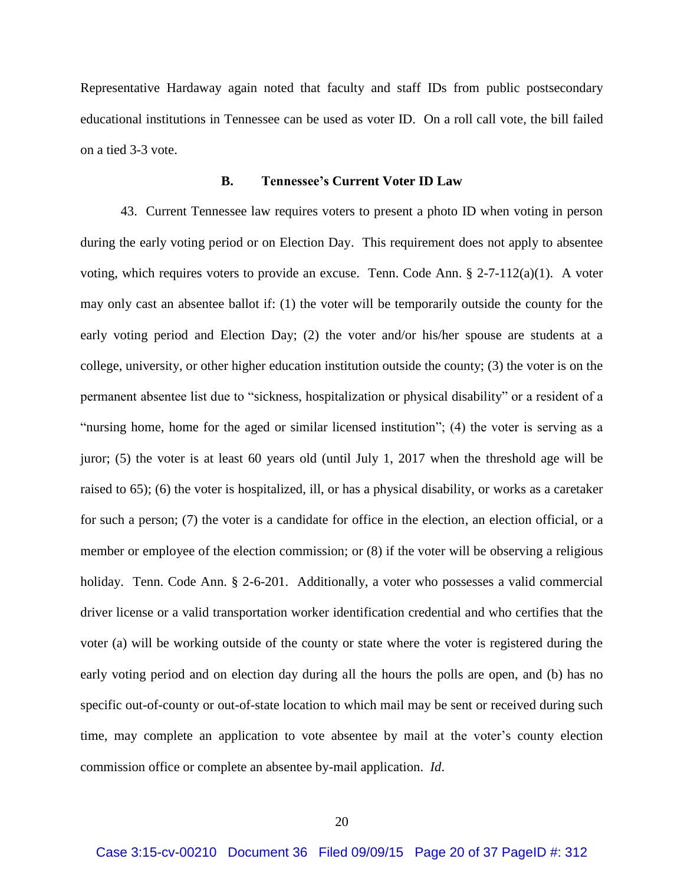Representative Hardaway again noted that faculty and staff IDs from public postsecondary educational institutions in Tennessee can be used as voter ID. On a roll call vote, the bill failed on a tied 3-3 vote.

### B. Tennessee's Current Voter ID Law

43. Current Tennessee law requires voters to present a photo ID when voting in person during the early voting period or on Election Day. This requirement does not apply to absentee voting, which requires voters to provide an excuse. Tenn. Code Ann. § 2-7-112(a)(1). A voter may only cast an absentee ballot if: (1) the voter will be temporarily outside the county for the early voting period and Election Day; (2) the voter and/or his/her spouse are students at a college, university, or other higher education institution outside the county; (3) the voter is on the permanent absentee list due to "sickness, hospitalization or physical disability" or a resident of a "nursing home, home for the aged or similar licensed institution"; (4) the voter is serving as a juror; (5) the voter is at least 60 years old (until July 1, 2017 when the threshold age will be raised to 65); (6) the voter is hospitalized, ill, or has a physical disability, or works as a caretaker for such a person; (7) the voter is a candidate for office in the election, an election official, or a member or employee of the election commission; or (8) if the voter will be observing a religious holiday. Tenn. Code Ann. § 2-6-201. Additionally, a voter who possesses a valid commercial driver license or a valid transportation worker identification credential and who certifies that the voter (a) will be working outside of the county or state where the voter is registered during the early voting period and on election day during all the hours the polls are open, and (b) has no specific out-of-county or out-of-state location to which mail may be sent or received during such time, may complete an application to vote absentee by mail at the voter's county election commission office or complete an absentee by-mail application. *Id*.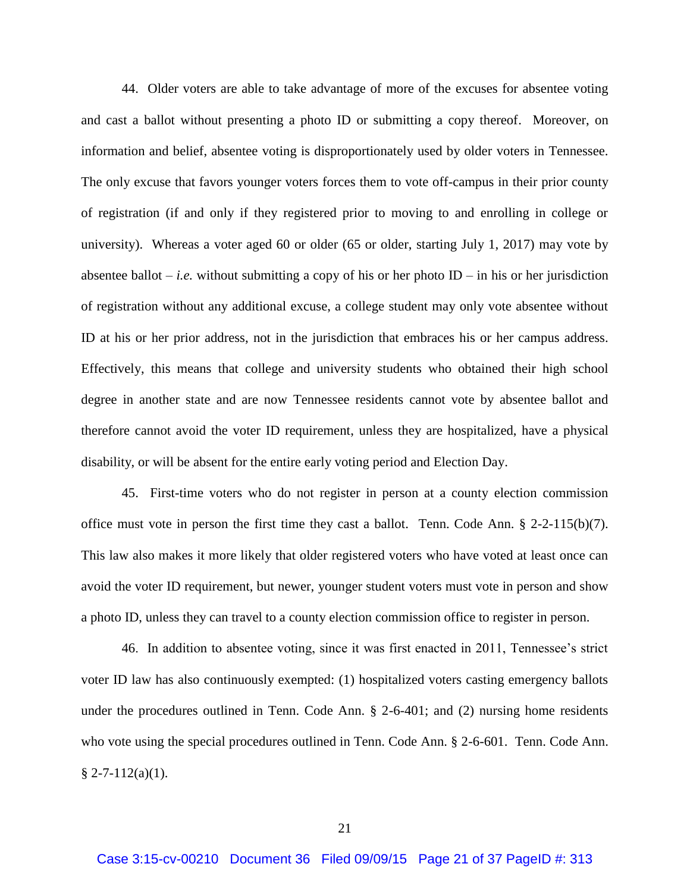44. Older voters are able to take advantage of more of the excuses for absentee voting and cast a ballot without presenting a photo ID or submitting a copy thereof. Moreover, on information and belief, absentee voting is disproportionately used by older voters in Tennessee. The only excuse that favors younger voters forces them to vote off-campus in their prior county of registration (if and only if they registered prior to moving to and enrolling in college or university). Whereas a voter aged 60 or older (65 or older, starting July 1, 2017) may vote by absentee ballot – *i.e.* without submitting a copy of his or her photo ID – in his or her jurisdiction of registration without any additional excuse, a college student may only vote absentee without ID at his or her prior address, not in the jurisdiction that embraces his or her campus address. Effectively, this means that college and university students who obtained their high school degree in another state and are now Tennessee residents cannot vote by absentee ballot and therefore cannot avoid the voter ID requirement, unless they are hospitalized, have a physical disability, or will be absent for the entire early voting period and Election Day.

45. First-time voters who do not register in person at a county election commission office must vote in person the first time they cast a ballot. Tenn. Code Ann. § 2-2-115(b)(7). This law also makes it more likely that older registered voters who have voted at least once can avoid the voter ID requirement, but newer, younger student voters must vote in person and show a photo ID, unless they can travel to a county election commission office to register in person.

46. In addition to absentee voting, since it was first enacted in 2011, Tennessee's strict voter ID law has also continuously exempted: (1) hospitalized voters casting emergency ballots under the procedures outlined in Tenn. Code Ann. § 2-6-401; and (2) nursing home residents who vote using the special procedures outlined in Tenn. Code Ann. § 2-6-601. Tenn. Code Ann. § 2-7-112(a)(1).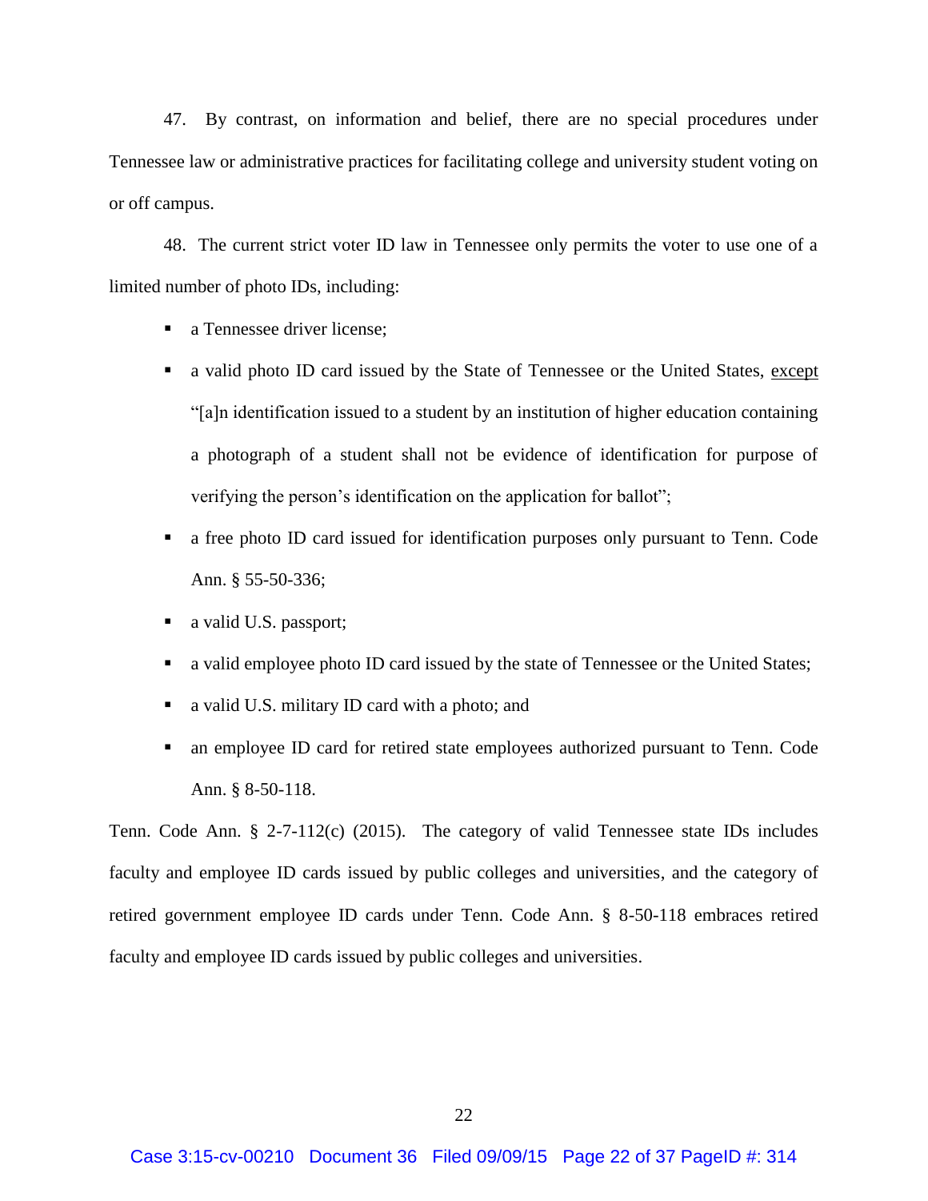47. By contrast, on information and belief, there are no special procedures under Tennessee law or administrative practices for facilitating college and university student voting on or off campus.

48. The current strict voter ID law in Tennessee only permits the voter to use one of a limited number of photo IDs, including:

- a Tennessee driver license;
- a valid photo ID card issued by the State of Tennessee or the United States, <u>except</u> "[a]n identification issued to a student by an institution of higher education containing a photograph of a student shall not be evidence of identification for purpose of verifying the person's identification on the application for ballot";
- a free photo ID card issued for identification purposes only pursuant to Tenn. Code Ann. § 55-50-336;
- a valid U.S. passport;
- a valid employee photo ID card issued by the state of Tennessee or the United States;
- a valid U.S. military ID card with a photo; and
- an employee ID card for retired state employees authorized pursuant to Tenn. Code Ann. § 8-50-118.

Tenn. Code Ann. § 2-7-112(c) (2015). The category of valid Tennessee state IDs includes faculty and employee ID cards issued by public colleges and universities, and the category of retired government employee ID cards under Tenn. Code Ann. § 8-50-118 embraces retired faculty and employee ID cards issued by public colleges and universities.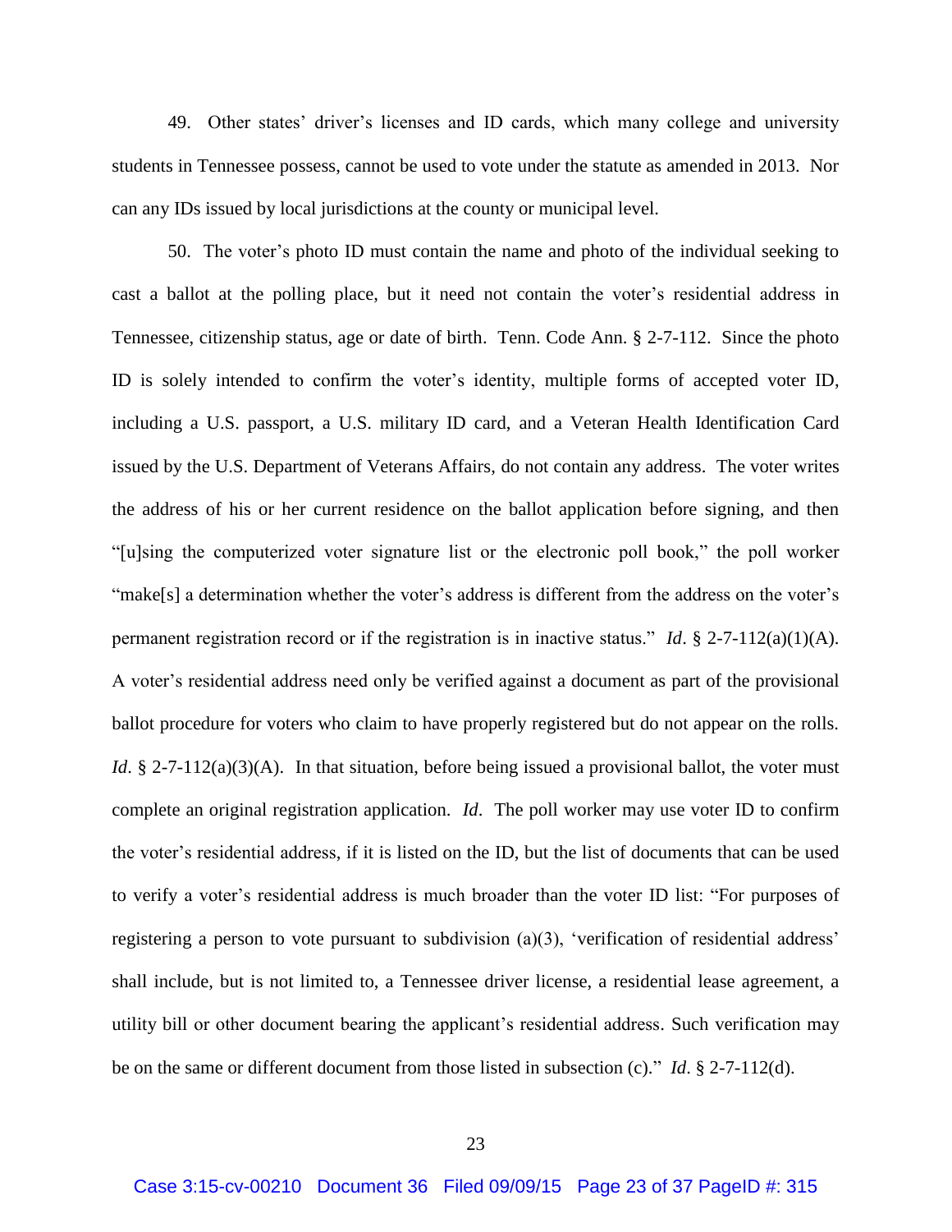49. Other states' driver's licenses and ID cards, which many college and university students in Tennessee possess, cannot be used to vote under the statute as amended in 2013. Nor can any IDs issued by local jurisdictions at the county or municipal level.

50. The voter's photo ID must contain the name and photo of the individual seeking to cast a ballot at the polling place, but it need not contain the voter's residential address in Tennessee, citizenship status, age or date of birth. Tenn. Code Ann. § 2-7-112. Since the photo ID is solely intended to confirm the voter's identity, multiple forms of accepted voter ID, including a U.S. passport, a U.S. military ID card, and a Veteran Health Identification Card issued by the U.S. Department of Veterans Affairs, do not contain any address. The voter writes the address of his or her current residence on the ballot application before signing, and then "[u]sing the computerized voter signature list or the electronic poll book," the poll worker "make[s] a determination whether the voter's address is different from the address on the voter's permanent registration record or if the registration is in inactive status." *Id*. § 2-7-112(a)(1)(A). A voter's residential address need only be verified against a document as part of the provisional ballot procedure for voters who claim to have properly registered but do not appear on the rolls. *Id*. § 2-7-112(a)(3)(A). In that situation, before being issued a provisional ballot, the voter must complete an original registration application. *Id*. The poll worker may use voter ID to confirm the voter's residential address, if it is listed on the ID, but the list of documents that can be used to verify a voter's residential address is much broader than the voter ID list: "For purposes of registering a person to vote pursuant to subdivision (a)(3), 'verification of residential address' shall include, but is not limited to, a Tennessee driver license, a residential lease agreement, a utility bill or other document bearing the applicant's residential address. Such verification may be on the same or different document from those listed in subsection (c)." *Id*. § 2-7-112(d).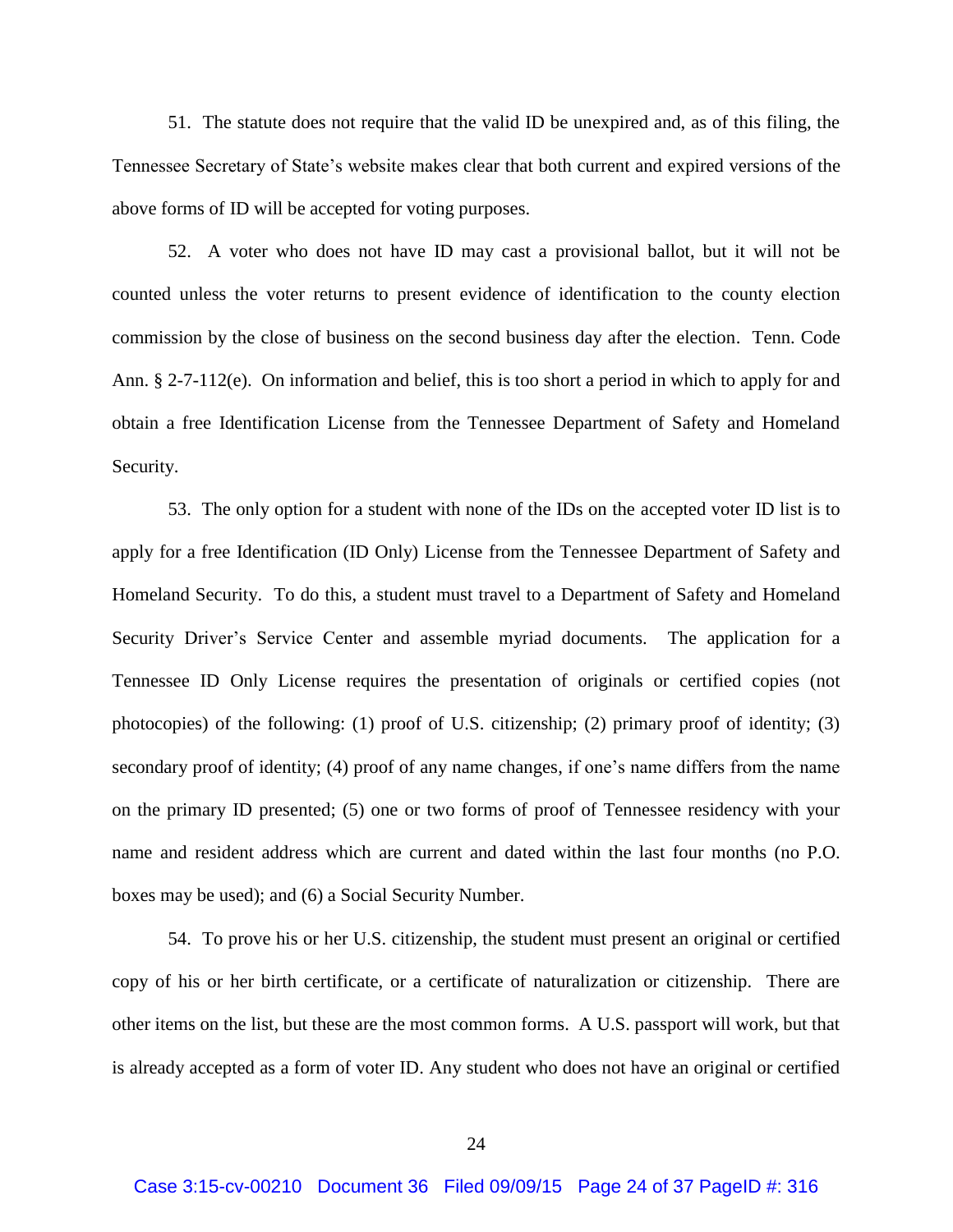51. The statute does not require that the valid ID be unexpired and, as of this filing, the Tennessee Secretary of State's website makes clear that both current and expired versions of the above forms of ID will be accepted for voting purposes.

52. A voter who does not have ID may cast a provisional ballot, but it will not be counted unless the voter returns to present evidence of identification to the county election commission by the close of business on the second business day after the election. Tenn. Code Ann. § 2-7-112(e). On information and belief, this is too short a period in which to apply for and obtain a free Identification License from the Tennessee Department of Safety and Homeland Security.

53. The only option for a student with none of the IDs on the accepted voter ID list is to apply for a free Identification (ID Only) License from the Tennessee Department of Safety and Homeland Security. To do this, a student must travel to a Department of Safety and Homeland Security Driver's Service Center and assemble myriad documents. The application for a Tennessee ID Only License requires the presentation of originals or certified copies (not photocopies) of the following: (1) proof of U.S. citizenship; (2) primary proof of identity; (3) secondary proof of identity; (4) proof of any name changes, if one's name differs from the name on the primary ID presented; (5) one or two forms of proof of Tennessee residency with your name and resident address which are current and dated within the last four months (no P.O. boxes may be used); and (6) a Social Security Number.

54. To prove his or her U.S. citizenship, the student must present an original or certified copy of his or her birth certificate, or a certificate of naturalization or citizenship. There are other items on the list, but these are the most common forms. A U.S. passport will work, but that is already accepted as a form of voter ID. Any student who does not have an original or certified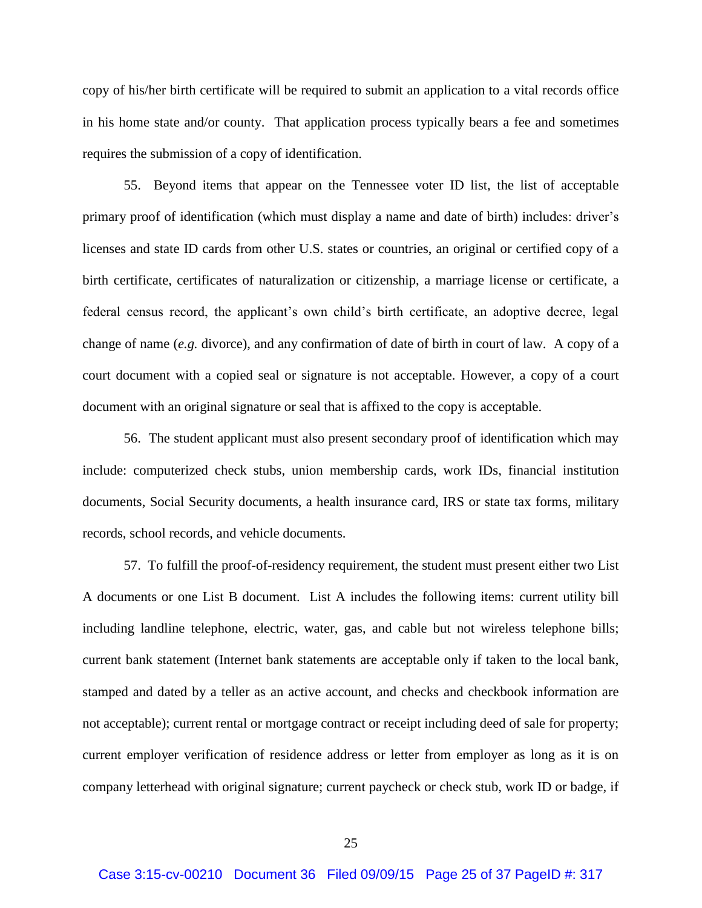copy of his/her birth certificate will be required to submit an application to a vital records office in his home state and/or county. That application process typically bears a fee and sometimes requires the submission of a copy of identification.

55. Beyond items that appear on the Tennessee voter ID list, the list of acceptable primary proof of identification (which must display a name and date of birth) includes: driver's licenses and state ID cards from other U.S. states or countries, an original or certified copy of a birth certificate, certificates of naturalization or citizenship, a marriage license or certificate, a federal census record, the applicant's own child's birth certificate, an adoptive decree, legal change of name (*e.g.* divorce), and any confirmation of date of birth in court of law. A copy of a court document with a copied seal or signature is not acceptable. However, a copy of a court document with an original signature or seal that is affixed to the copy is acceptable.

56. The student applicant must also present secondary proof of identification which may include: computerized check stubs, union membership cards, work IDs, financial institution documents, Social Security documents, a health insurance card, IRS or state tax forms, military records, school records, and vehicle documents.

57. To fulfill the proof-of-residency requirement, the student must present either two List A documents or one List B document. List A includes the following items: current utility bill including landline telephone, electric, water, gas, and cable but not wireless telephone bills; current bank statement (Internet bank statements are acceptable only if taken to the local bank, stamped and dated by a teller as an active account, and checks and checkbook information are not acceptable); current rental or mortgage contract or receipt including deed of sale for property; current employer verification of residence address or letter from employer as long as it is on company letterhead with original signature; current paycheck or check stub, work ID or badge, if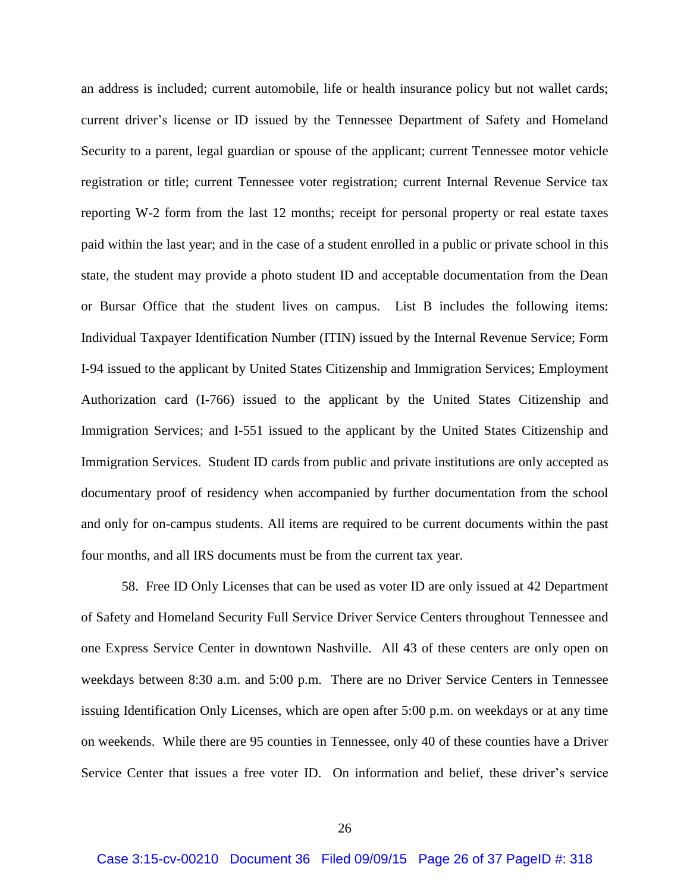an address is included; current automobile, life or health insurance policy but not wallet cards; current driver's license or ID issued by the Tennessee Department of Safety and Homeland Security to a parent, legal guardian or spouse of the applicant; current Tennessee motor vehicle registration or title; current Tennessee voter registration; current Internal Revenue Service tax reporting W-2 form from the last 12 months; receipt for personal property or real estate taxes paid within the last year; and in the case of a student enrolled in a public or private school in this state, the student may provide a photo student ID and acceptable documentation from the Dean or Bursar Office that the student lives on campus. List B includes the following items: Individual Taxpayer Identification Number (ITIN) issued by the Internal Revenue Service; Form I-94 issued to the applicant by United States Citizenship and Immigration Services; Employment Authorization card (I-766) issued to the applicant by the United States Citizenship and Immigration Services; and I-551 issued to the applicant by the United States Citizenship and Immigration Services. Student ID cards from public and private institutions are only accepted as documentary proof of residency when accompanied by further documentation from the school and only for on-campus students. All items are required to be current documents within the past four months, and all IRS documents must be from the current tax year.

58. Free ID Only Licenses that can be used as voter ID are only issued at 42 Department of Safety and Homeland Security Full Service Driver Service Centers throughout Tennessee and one Express Service Center in downtown Nashville. All 43 of these centers are only open on weekdays between 8:30 a.m. and 5:00 p.m. There are no Driver Service Centers in Tennessee issuing Identification Only Licenses, which are open after 5:00 p.m. on weekdays or at any time on weekends. While there are 95 counties in Tennessee, only 40 of these counties have a Driver Service Center that issues a free voter ID. On information and belief, these driver's service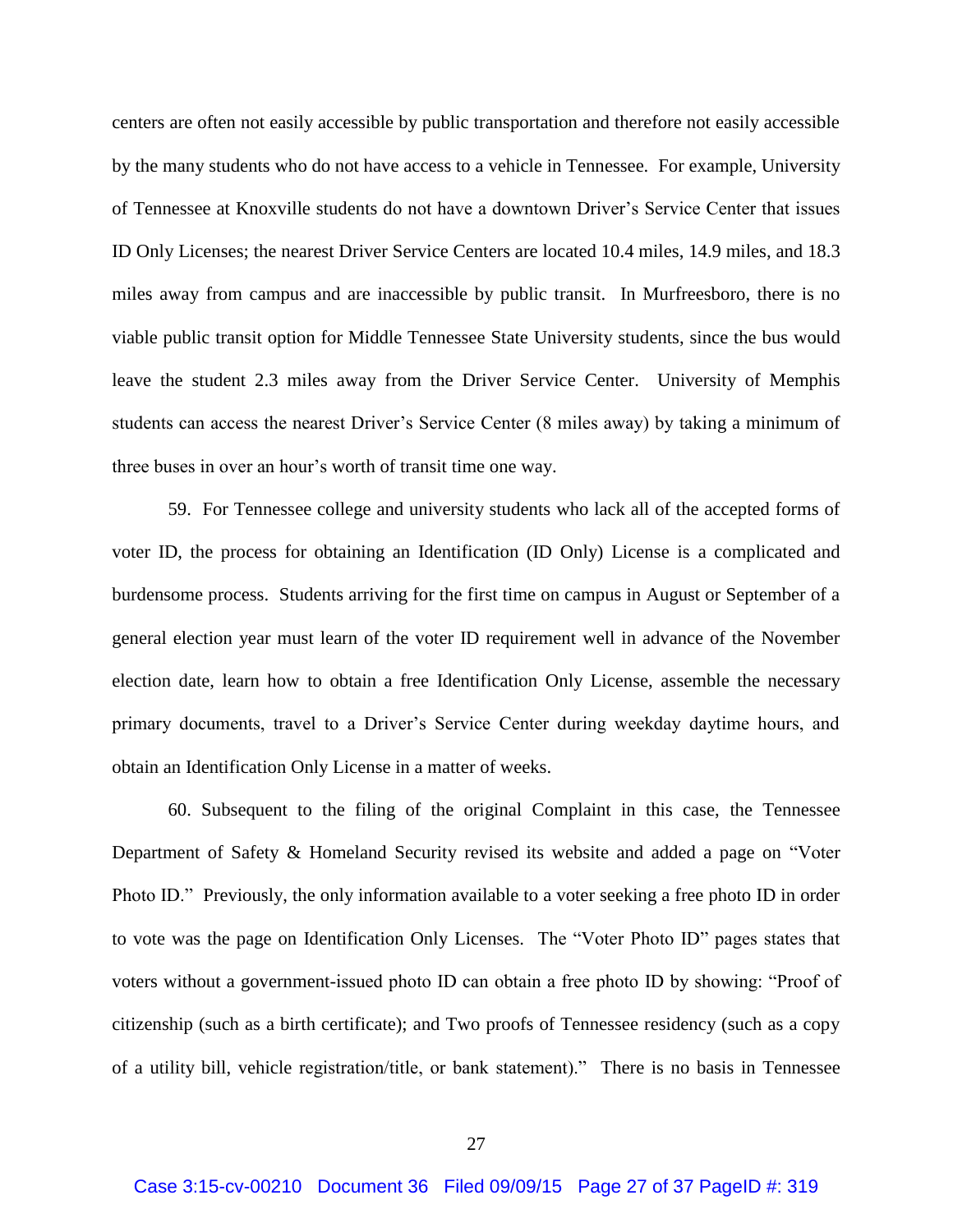centers are often not easily accessible by public transportation and therefore not easily accessible by the many students who do not have access to a vehicle in Tennessee. For example, University of Tennessee at Knoxville students do not have a downtown Driver's Service Center that issues ID Only Licenses; the nearest Driver Service Centers are located 10.4 miles, 14.9 miles, and 18.3 miles away from campus and are inaccessible by public transit. In Murfreesboro, there is no viable public transit option for Middle Tennessee State University students, since the bus would leave the student 2.3 miles away from the Driver Service Center. University of Memphis students can access the nearest Driver's Service Center (8 miles away) by taking a minimum of three buses in over an hour's worth of transit time one way.

59. For Tennessee college and university students who lack all of the accepted forms of voter ID, the process for obtaining an Identification (ID Only) License is a complicated and burdensome process. Students arriving for the first time on campus in August or September of a general election year must learn of the voter ID requirement well in advance of the November election date, learn how to obtain a free Identification Only License, assemble the necessary primary documents, travel to a Driver's Service Center during weekday daytime hours, and obtain an Identification Only License in a matter of weeks.

60. Subsequent to the filing of the original Complaint in this case, the Tennessee Department of Safety & Homeland Security revised its website and added a page on "Voter Photo ID." Previously, the only information available to a voter seeking a free photo ID in order to vote was the page on Identification Only Licenses. The "Voter Photo ID" pages states that voters without a government-issued photo ID can obtain a free photo ID by showing: "Proof of citizenship (such as a birth certificate); and Two proofs of Tennessee residency (such as a copy of a utility bill, vehicle registration/title, or bank statement)." There is no basis in Tennessee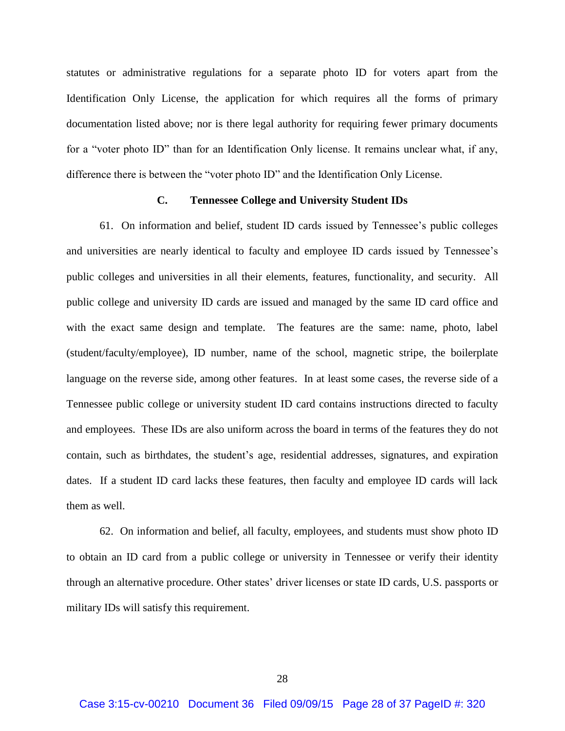statutes or administrative regulations for a separate photo ID for voters apart from the Identification Only License, the application for which requires all the forms of primary documentation listed above; nor is there legal authority for requiring fewer primary documents for a "voter photo ID" than for an Identification Only license. It remains unclear what, if any, difference there is between the "voter photo ID" and the Identification Only License.

### C. Tennessee College and University Student IDs

61. On information and belief, student ID cards issued by Tennessee's public colleges and universities are nearly identical to faculty and employee ID cards issued by Tennessee's public colleges and universities in all their elements, features, functionality, and security. All public college and university ID cards are issued and managed by the same ID card office and with the exact same design and template. The features are the same: name, photo, label (student/faculty/employee), ID number, name of the school, magnetic stripe, the boilerplate language on the reverse side, among other features. In at least some cases, the reverse side of a Tennessee public college or university student ID card contains instructions directed to faculty and employees. These IDs are also uniform across the board in terms of the features they do not contain, such as birthdates, the student's age, residential addresses, signatures, and expiration dates. If a student ID card lacks these features, then faculty and employee ID cards will lack them as well.

62. On information and belief, all faculty, employees, and students must show photo ID to obtain an ID card from a public college or university in Tennessee or verify their identity through an alternative procedure. Other states' driver licenses or state ID cards, U.S. passports or military IDs will satisfy this requirement.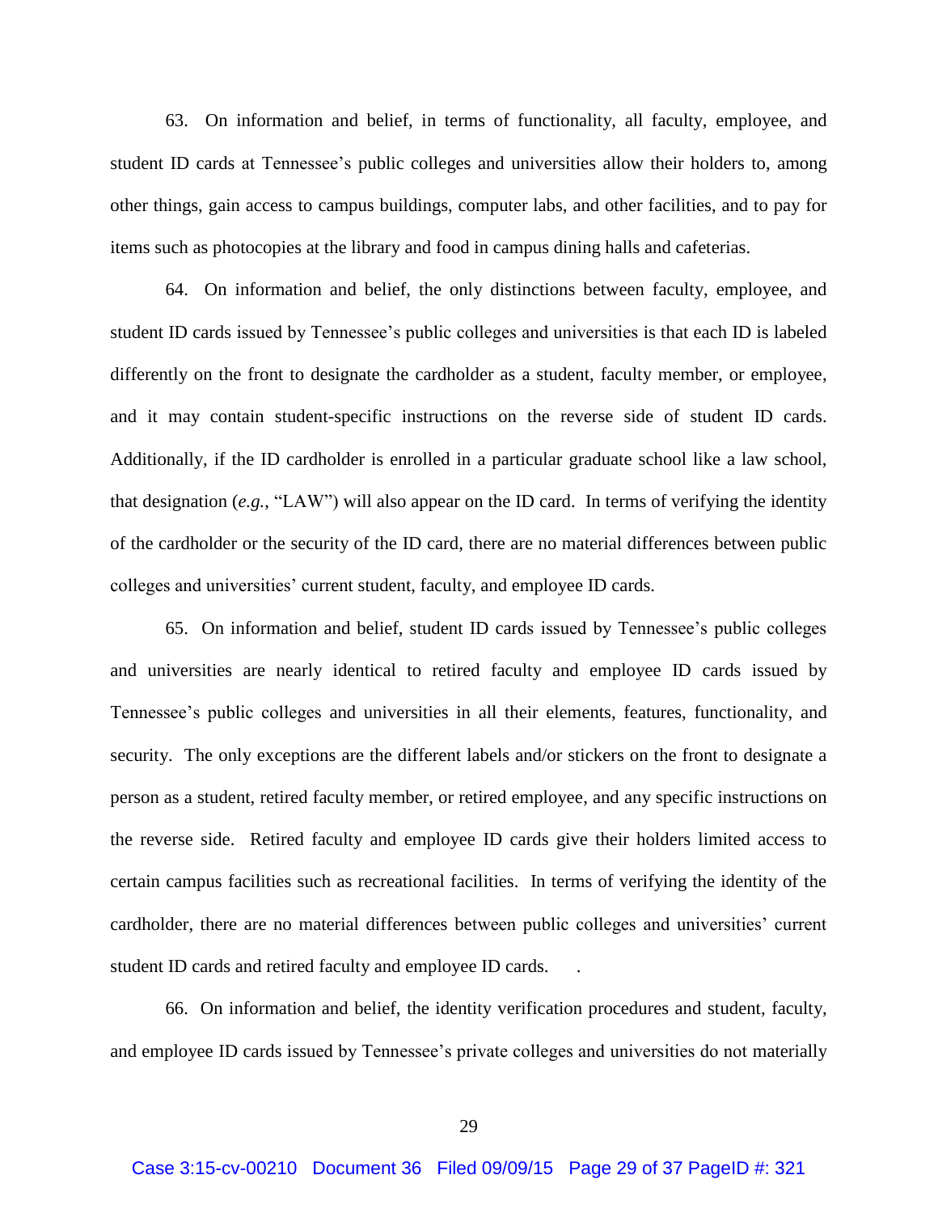63. On information and belief, in terms of functionality, all faculty, employee, and student ID cards at Tennessee's public colleges and universities allow their holders to, among other things, gain access to campus buildings, computer labs, and other facilities, and to pay for items such as photocopies at the library and food in campus dining halls and cafeterias.

64. On information and belief, the only distinctions between faculty, employee, and student ID cards issued by Tennessee's public colleges and universities is that each ID is labeled differently on the front to designate the cardholder as a student, faculty member, or employee, and it may contain student-specific instructions on the reverse side of student ID cards. Additionally, if the ID cardholder is enrolled in a particular graduate school like a law school, that designation (*e.g.*, "LAW") will also appear on the ID card. In terms of verifying the identity of the cardholder or the security of the ID card, there are no material differences between public colleges and universities' current student, faculty, and employee ID cards.

65. On information and belief, student ID cards issued by Tennessee's public colleges and universities are nearly identical to retired faculty and employee ID cards issued by Tennessee's public colleges and universities in all their elements, features, functionality, and security. The only exceptions are the different labels and/or stickers on the front to designate a person as a student, retired faculty member, or retired employee, and any specific instructions on the reverse side. Retired faculty and employee ID cards give their holders limited access to certain campus facilities such as recreational facilities. In terms of verifying the identity of the cardholder, there are no material differences between public colleges and universities' current student ID cards and retired faculty and employee ID cards.

66. On information and belief, the identity verification procedures and student, faculty, and employee ID cards issued by Tennessee's private colleges and universities do not materially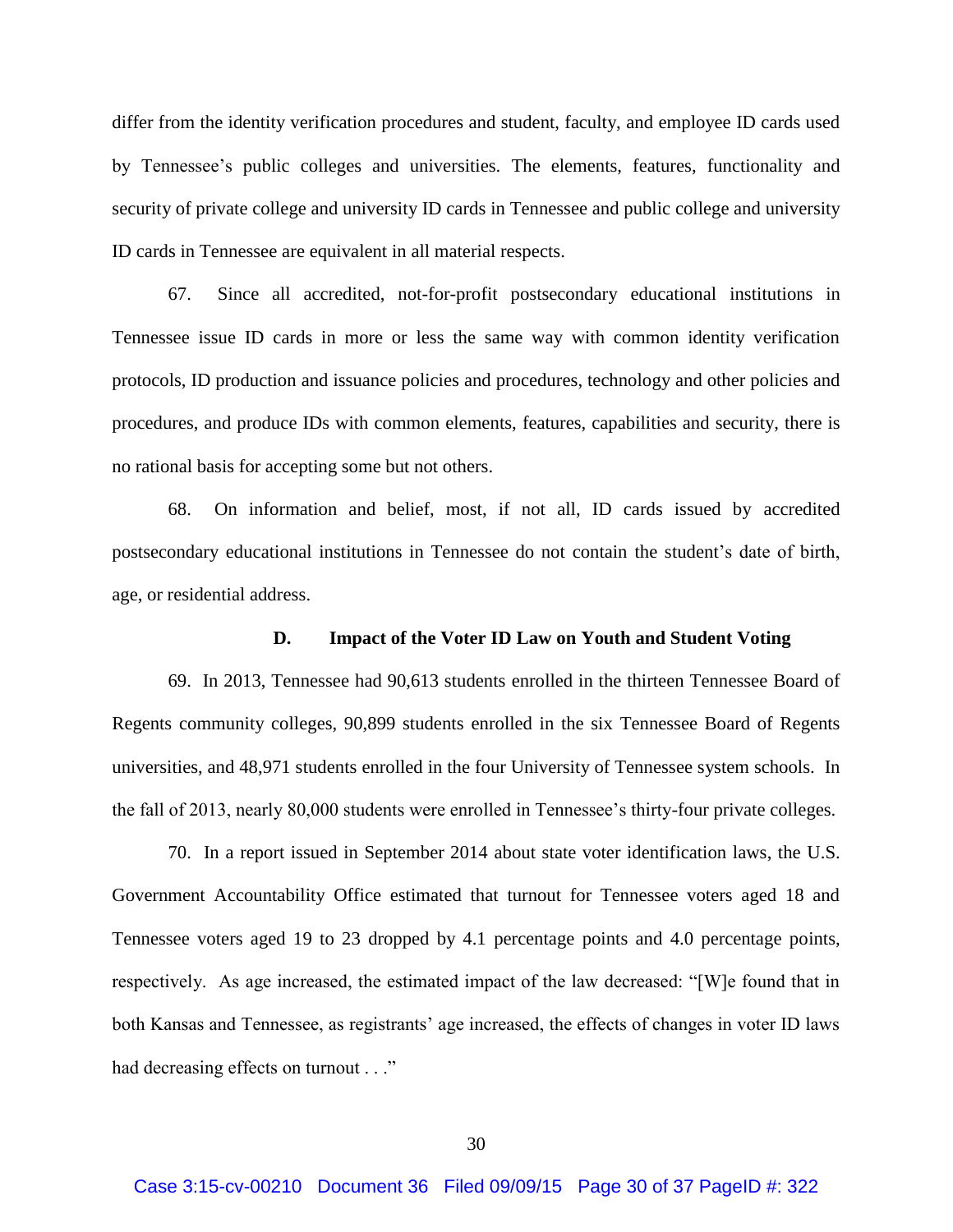differ from the identity verification procedures and student, faculty, and employee ID cards used by Tennessee's public colleges and universities. The elements, features, functionality and security of private college and university ID cards in Tennessee and public college and university ID cards in Tennessee are equivalent in all material respects.

67. Since all accredited, not-for-profit postsecondary educational institutions in Tennessee issue ID cards in more or less the same way with common identity verification protocols, ID production and issuance policies and procedures, technology and other policies and procedures, and produce IDs with common elements, features, capabilities and security, there is no rational basis for accepting some but not others.

68. On information and belief, most, if not all, ID cards issued by accredited postsecondary educational institutions in Tennessee do not contain the student's date of birth, age, or residential address.

### D. Impact of the Voter ID Law on Youth and Student Voting

69. In 2013, Tennessee had 90,613 students enrolled in the thirteen Tennessee Board of Regents community colleges, 90,899 students enrolled in the six Tennessee Board of Regents universities, and 48,971 students enrolled in the four University of Tennessee system schools. In the fall of 2013, nearly 80,000 students were enrolled in Tennessee's thirty-four private colleges.

70. In a report issued in September 2014 about state voter identification laws, the U.S. Government Accountability Office estimated that turnout for Tennessee voters aged 18 and Tennessee voters aged 19 to 23 dropped by 4.1 percentage points and 4.0 percentage points, respectively. As age increased, the estimated impact of the law decreased: "[W]e found that in both Kansas and Tennessee, as registrants' age increased, the effects of changes in voter ID laws had decreasing effects on turnout . . ."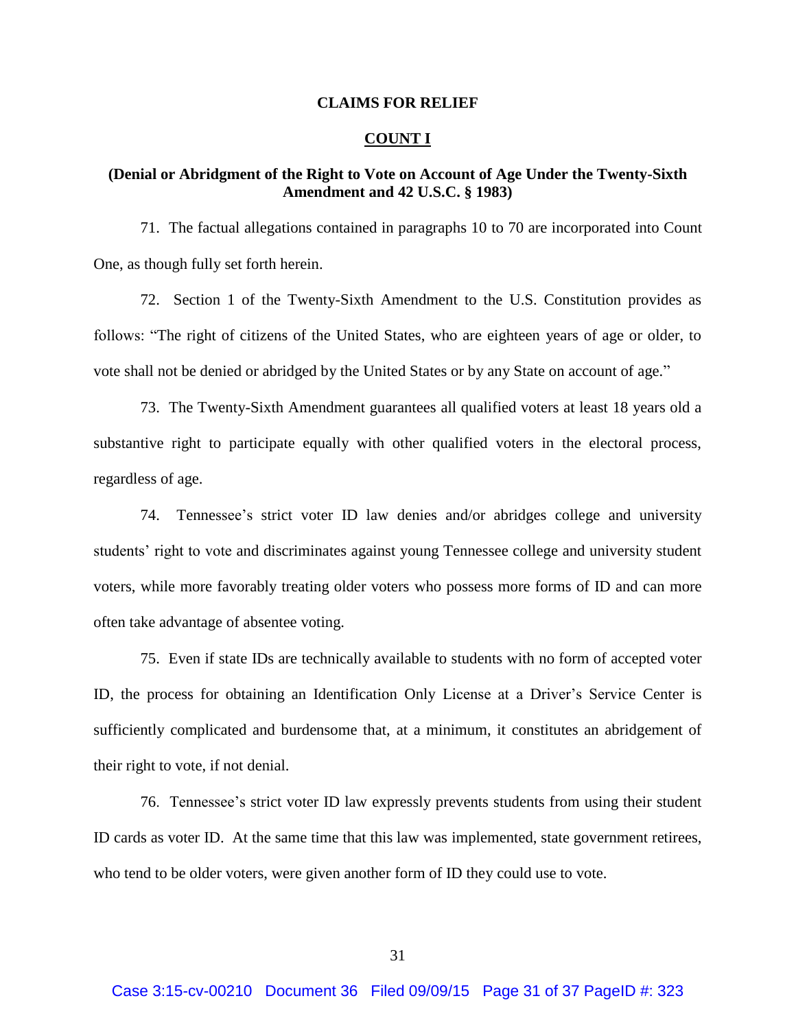## CLAIMS FOR RELIEF

## COUNT I

### (Denial or Abridgment of the Right to Vote on Account of Age Under the Twenty-Sixth Amendment and 42 U.S.C. § 1983)

71. The factual allegations contained in paragraphs 10 to 70 are incorporated into Count One, as though fully set forth herein.

72. Section 1 of the Twenty-Sixth Amendment to the U.S. Constitution provides as follows: "The right of citizens of the United States, who are eighteen years of age or older, to vote shall not be denied or abridged by the United States or by any State on account of age."

73. The Twenty-Sixth Amendment guarantees all qualified voters at least 18 years old a substantive right to participate equally with other qualified voters in the electoral process, regardless of age.

74. Tennessee's strict voter ID law denies and/or abridges college and university students' right to vote and discriminates against young Tennessee college and university student voters, while more favorably treating older voters who possess more forms of ID and can more often take advantage of absentee voting.

75. Even if state IDs are technically available to students with no form of accepted voter ID, the process for obtaining an Identification Only License at a Driver's Service Center is sufficiently complicated and burdensome that, at a minimum, it constitutes an abridgement of their right to vote, if not denial.

76. Tennessee's strict voter ID law expressly prevents students from using their student ID cards as voter ID. At the same time that this law was implemented, state government retirees, who tend to be older voters, were given another form of ID they could use to vote.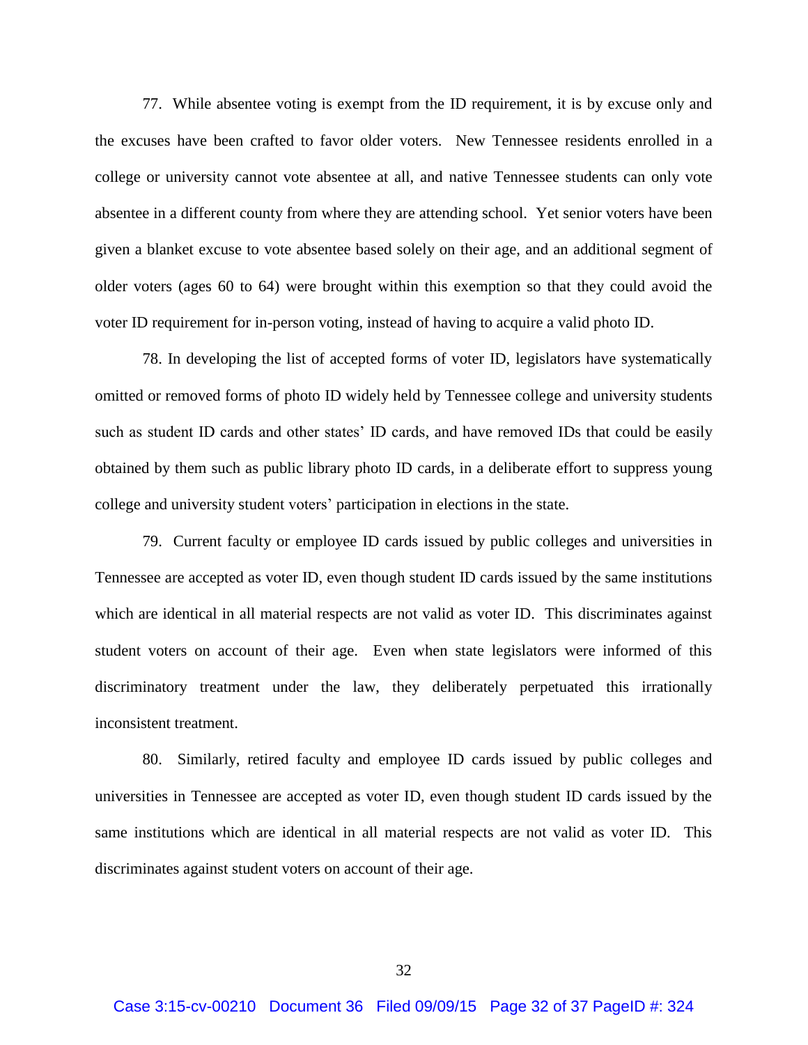77. While absentee voting is exempt from the ID requirement, it is by excuse only and the excuses have been crafted to favor older voters. New Tennessee residents enrolled in a college or university cannot vote absentee at all, and native Tennessee students can only vote absentee in a different county from where they are attending school. Yet senior voters have been given a blanket excuse to vote absentee based solely on their age, and an additional segment of older voters (ages 60 to 64) were brought within this exemption so that they could avoid the voter ID requirement for in-person voting, instead of having to acquire a valid photo ID.

78. In developing the list of accepted forms of voter ID, legislators have systematically omitted or removed forms of photo ID widely held by Tennessee college and university students such as student ID cards and other states' ID cards, and have removed IDs that could be easily obtained by them such as public library photo ID cards, in a deliberate effort to suppress young college and university student voters' participation in elections in the state.

79. Current faculty or employee ID cards issued by public colleges and universities in Tennessee are accepted as voter ID, even though student ID cards issued by the same institutions which are identical in all material respects are not valid as voter ID. This discriminates against student voters on account of their age. Even when state legislators were informed of this discriminatory treatment under the law, they deliberately perpetuated this irrationally inconsistent treatment.

80. Similarly, retired faculty and employee ID cards issued by public colleges and universities in Tennessee are accepted as voter ID, even though student ID cards issued by the same institutions which are identical in all material respects are not valid as voter ID. This discriminates against student voters on account of their age.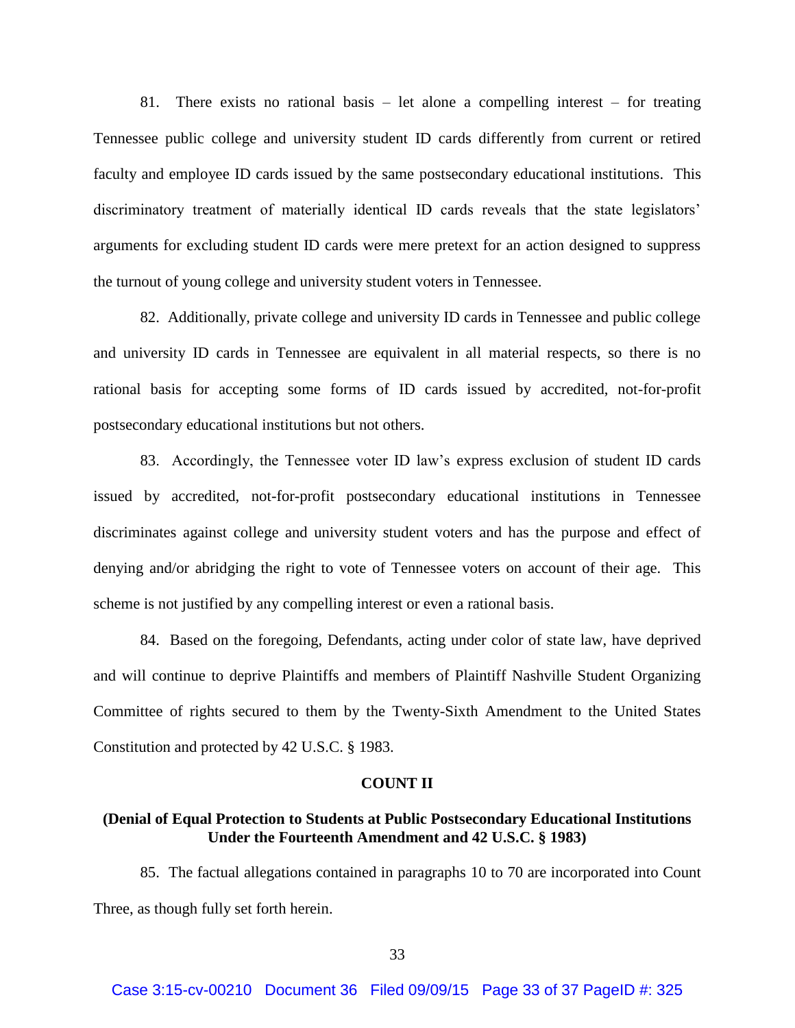81. There exists no rational basis – let alone a compelling interest – for treating Tennessee public college and university student ID cards differently from current or retired faculty and employee ID cards issued by the same postsecondary educational institutions. This discriminatory treatment of materially identical ID cards reveals that the state legislators' arguments for excluding student ID cards were mere pretext for an action designed to suppress the turnout of young college and university student voters in Tennessee.

82. Additionally, private college and university ID cards in Tennessee and public college and university ID cards in Tennessee are equivalent in all material respects, so there is no rational basis for accepting some forms of ID cards issued by accredited, not-for-profit postsecondary educational institutions but not others.

83. Accordingly, the Tennessee voter ID law's express exclusion of student ID cards issued by accredited, not-for-profit postsecondary educational institutions in Tennessee discriminates against college and university student voters and has the purpose and effect of denying and/or abridging the right to vote of Tennessee voters on account of their age. This scheme is not justified by any compelling interest or even a rational basis.

84. Based on the foregoing, Defendants, acting under color of state law, have deprived and will continue to deprive Plaintiffs and members of Plaintiff Nashville Student Organizing Committee of rights secured to them by the Twenty-Sixth Amendment to the United States Constitution and protected by 42 U.S.C. § 1983.

**COUNT II**

**(Denial of Equal Protection to Students at Public Postsecondary Educational Institutions Under the Fourteenth Amendment and 42 U.S.C. § 1983)**

85. The factual allegations contained in paragraphs 10 to 70 are incorporated into Count Three, as though fully set forth herein.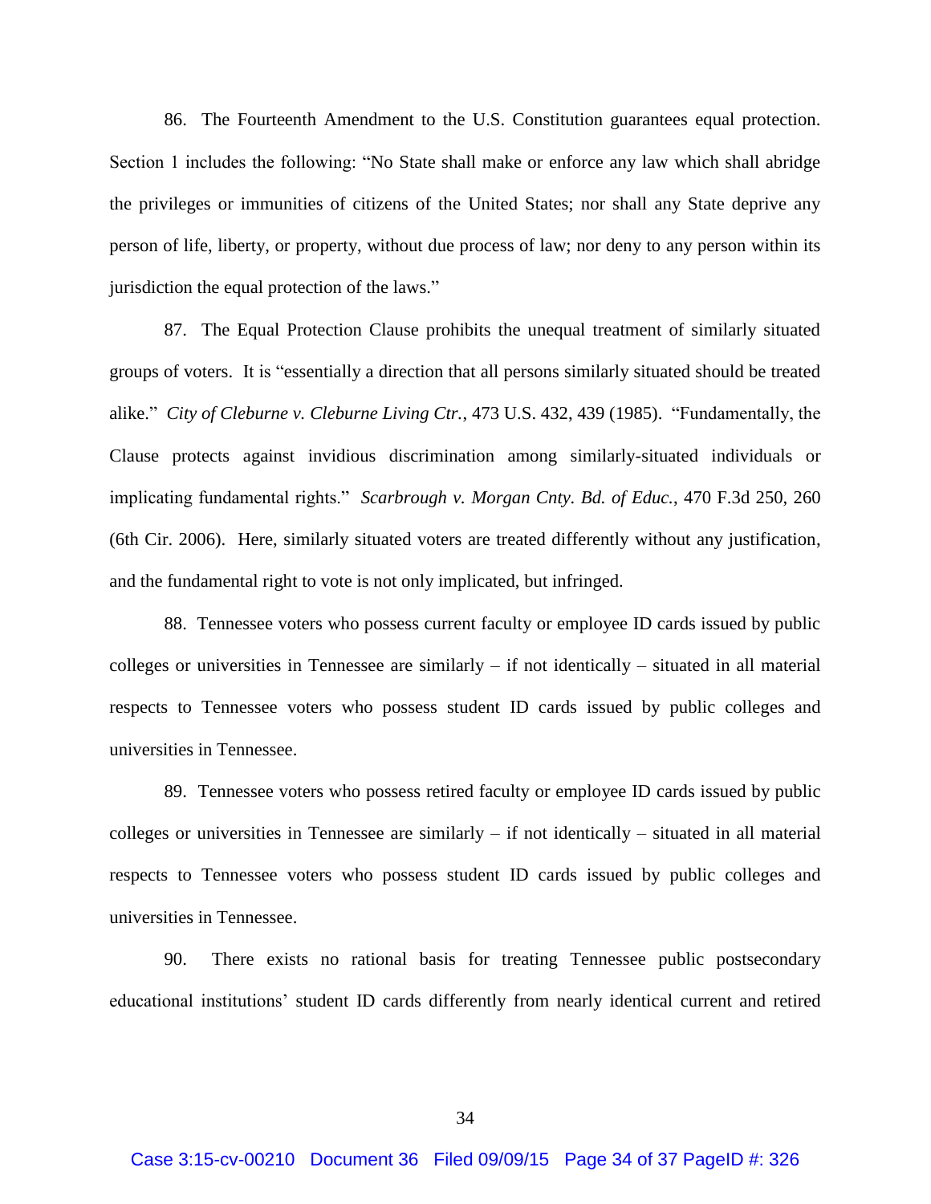86. The Fourteenth Amendment to the U.S. Constitution guarantees equal protection. Section 1 includes the following: "No State shall make or enforce any law which shall abridge the privileges or immunities of citizens of the United States; nor shall any State deprive any person of life, liberty, or property, without due process of law; nor deny to any person within its jurisdiction the equal protection of the laws."

87. The Equal Protection Clause prohibits the unequal treatment of similarly situated groups of voters. It is "essentially a direction that all persons similarly situated should be treated alike." *City of Cleburne v. Cleburne Living Ctr.*, 473 U.S. 432, 439 (1985). "Fundamentally, the Clause protects against invidious discrimination among similarly-situated individuals or implicating fundamental rights." *Scarbrough v. Morgan Cnty. Bd. of Educ.*, 470 F.3d 250, 260 (6th Cir. 2006). Here, similarly situated voters are treated differently without any justification, and the fundamental right to vote is not only implicated, but infringed.

88. Tennessee voters who possess current faculty or employee ID cards issued by public colleges or universities in Tennessee are similarly – if not identically – situated in all material respects to Tennessee voters who possess student ID cards issued by public colleges and universities in Tennessee.

89. Tennessee voters who possess retired faculty or employee ID cards issued by public colleges or universities in Tennessee are similarly – if not identically – situated in all material respects to Tennessee voters who possess student ID cards issued by public colleges and universities in Tennessee.

90. There exists no rational basis for treating Tennessee public postsecondary educational institutions' student ID cards differently from nearly identical current and retired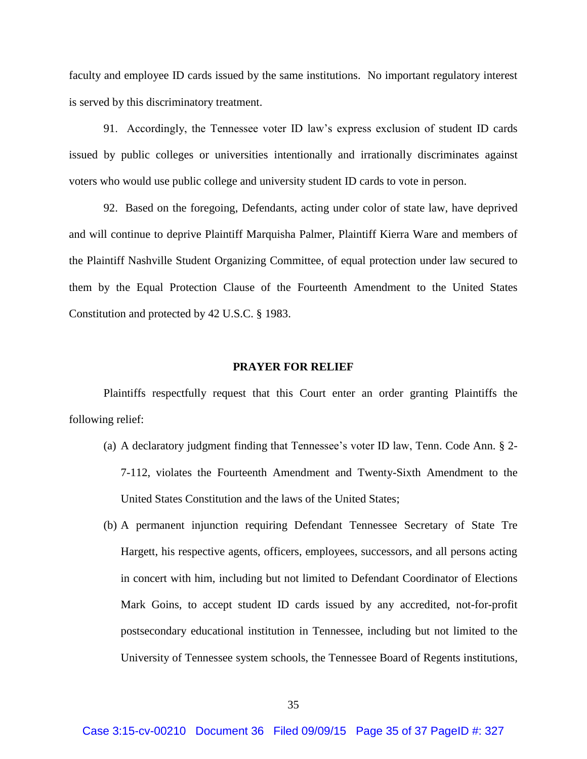faculty and employee ID cards issued by the same institutions. No important regulatory interest is served by this discriminatory treatment.

91. Accordingly, the Tennessee voter ID law's express exclusion of student ID cards issued by public colleges or universities intentionally and irrationally discriminates against voters who would use public college and university student ID cards to vote in person.

92. Based on the foregoing, Defendants, acting under color of state law, have deprived and will continue to deprive Plaintiff Marquisha Palmer, Plaintiff Kierra Ware and members of the Plaintiff Nashville Student Organizing Committee, of equal protection under law secured to them by the Equal Protection Clause of the Fourteenth Amendment to the United States Constitution and protected by 42 U.S.C. § 1983.

**PRAYER FOR RELIEF**

Plaintiffs respectfully request that this Court enter an order granting Plaintiffs the following relief:

(a) A declaratory judgment finding that Tennessee's voter ID law, Tenn. Code Ann. § 2-7-112, violates the Fourteenth Amendment and Twenty-Sixth Amendment to the United States Constitution and the laws of the United States;

(b) A permanent injunction requiring Defendant Tennessee Secretary of State Tre Hargett, his respective agents, officers, employees, successors, and all persons acting in concert with him, including but not limited to Defendant Coordinator of Elections Mark Goins, to accept student ID cards issued by any accredited, not-for-profit postsecondary educational institution in Tennessee, including but not limited to the University of Tennessee system schools, the Tennessee Board of Regents institutions,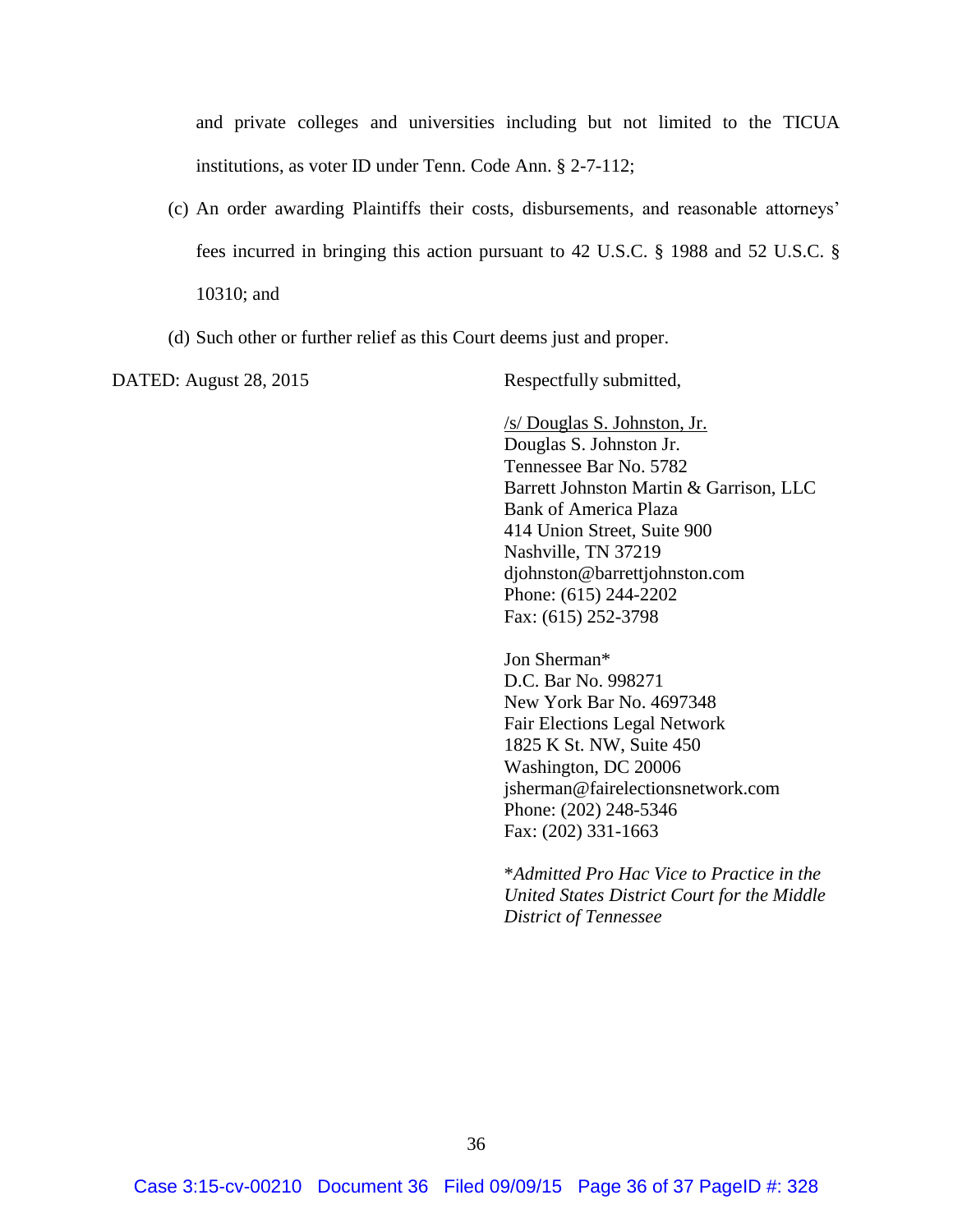and private colleges and universities including but not limited to the TICUA institutions, as voter ID under Tenn. Code Ann. § 2-7-112;

(c) An order awarding Plaintiffs their costs, disbursements, and reasonable attorneys' fees incurred in bringing this action pursuant to 42 U.S.C. § 1988 and 52 U.S.C. § 10310; and

(d) Such other or further relief as this Court deems just and proper.

DATED: August 28, 2015

Respectfully submitted,

/s/ Douglas S. Johnston, Jr.
Douglas S. Johnston Jr.
Tennessee Bar No. 5782
Barrett Johnston Martin & Garrison, LLC
Bank of America Plaza
414 Union Street, Suite 900
Nashville, TN 37219
djohnston@barrettjohnston.com
Phone: (615) 244-2202
Fax: (615) 252-3798

Jon Sherman*
D.C. Bar No. 998271
New York Bar No. 4697348
Fair Elections Legal Network
1825 K St. NW, Suite 450
Washington, DC 20006
jsherman@fairelectionsnetwork.com
Phone: (202) 248-5346
Fax: (202) 331-1663

**Admitted Pro Hac Vice to Practice in the United States District Court for the Middle District of Tennessee*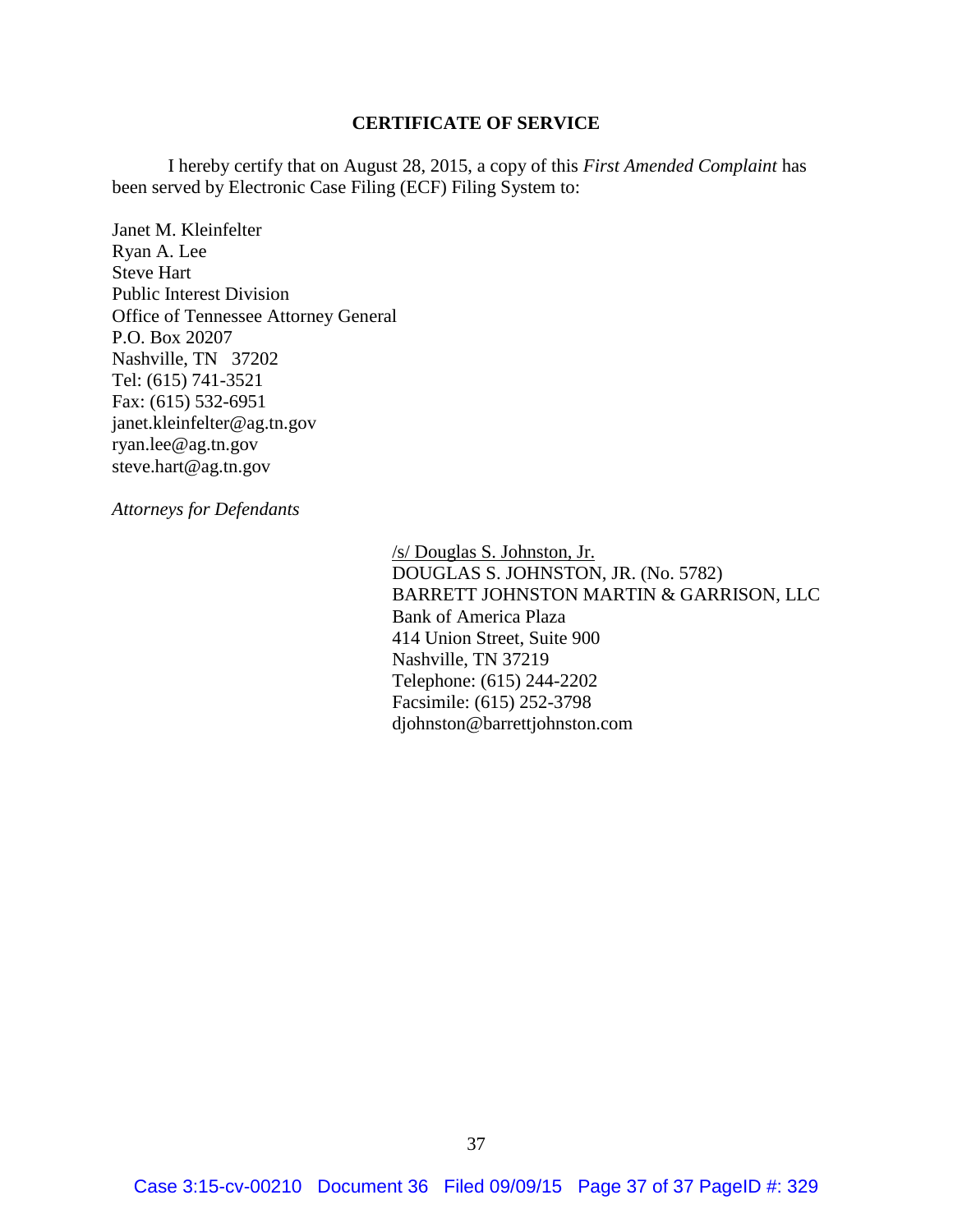**CERTIFICATE OF SERVICE**

I hereby certify that on August 28, 2015, a copy of this *First Amended Complaint* has been served by Electronic Case Filing (ECF) Filing System to:

Janet M. Kleinfelter
Ryan A. Lee
Steve Hart
Public Interest Division
Office of Tennessee Attorney General
P.O. Box 20207
Nashville, TN 37202
Tel: (615) 741-3521
Fax: (615) 532-6951
janet.kleinfelter@ag.tn.gov
ryan.lee@ag.tn.gov
steve.hart@ag.tn.gov

*Attorneys for Defendants*

/s/ Douglas S. Johnston, Jr.
DOUGLAS S. JOHNSTON, JR. (No. 5782)
BARRETT JOHNSTON MARTIN & GARRISON, LLC
Bank of America Plaza
414 Union Street, Suite 900
Nashville, TN 37219
Telephone: (615) 244-2202
Facsimile: (615) 252-3798
djohnston@barrettjohnston.com